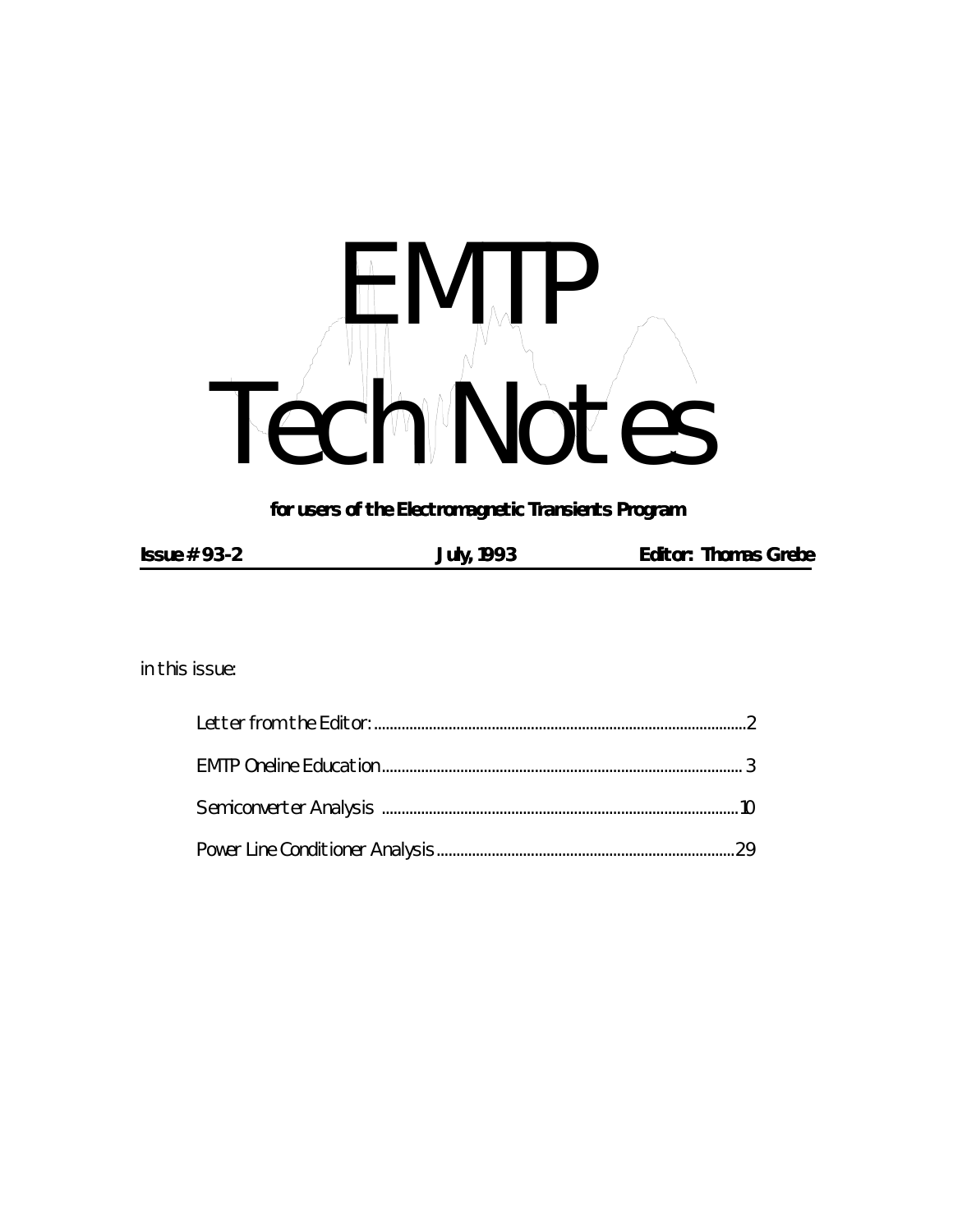# EMTP Tech Notes

**for users of the Electromagnetic Transients Program**

**Issue # 93-2** **July, 1993** **Editor: Thomas Grebe**

in this issue:

- Letter from the Editor: ........................................ 2
- EMTP Oneline Education ........................................ 3
- Semiconverter Analysis ........................................ 10
- Power Line Conditioner Analysis ........................................ 29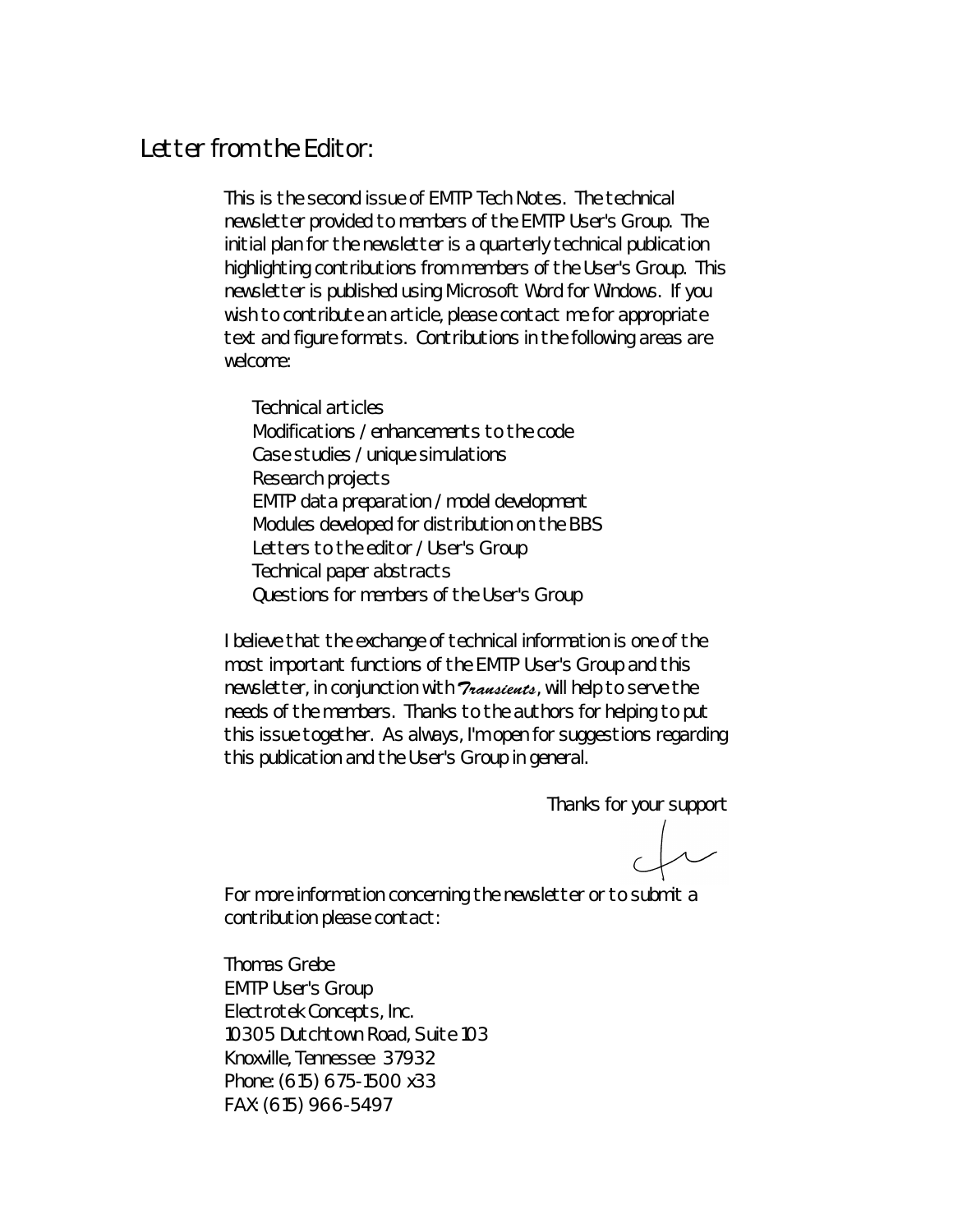# Letter from the Editor:

This is the second issue of EMTP Tech Notes. The technical newsletter provided to members of the EMTP User's Group. The initial plan for the newsletter is a quarterly technical publication highlighting contributions from members of the User's Group. This newsletter is published using Microsoft Word for Windows. If you wish to contribute an article, please contact me for appropriate text and figure formats. Contributions in the following areas are welcome:

- Technical articles
- Modifications / enhancements to the code
- Case studies / unique simulations
- Research projects
- EMTP data preparation / model development
- Modules developed for distribution on the BBS
- Letters to the editor / User's Group
- Technical paper abstracts
- Questions for members of the User's Group

I believe that the exchange of technical information is one of the most important functions of the EMTP User's Group and this newsletter, in conjunction with *Transients*, will help to serve the needs of the members. Thanks to the authors for helping to put this issue together. As always, I'm open for suggestions regarding this publication and the User's Group in general.

Thanks for your support

For more information concerning the newsletter or to submit a contribution please contact:

Thomas Grebe
EMTP User's Group
Electrotek Concepts, Inc.
10305 Dutchtown Road, Suite 103
Knoxville, Tennessee 37932
Phone: (615) 675-1500 x33
FAX: (615) 966-5497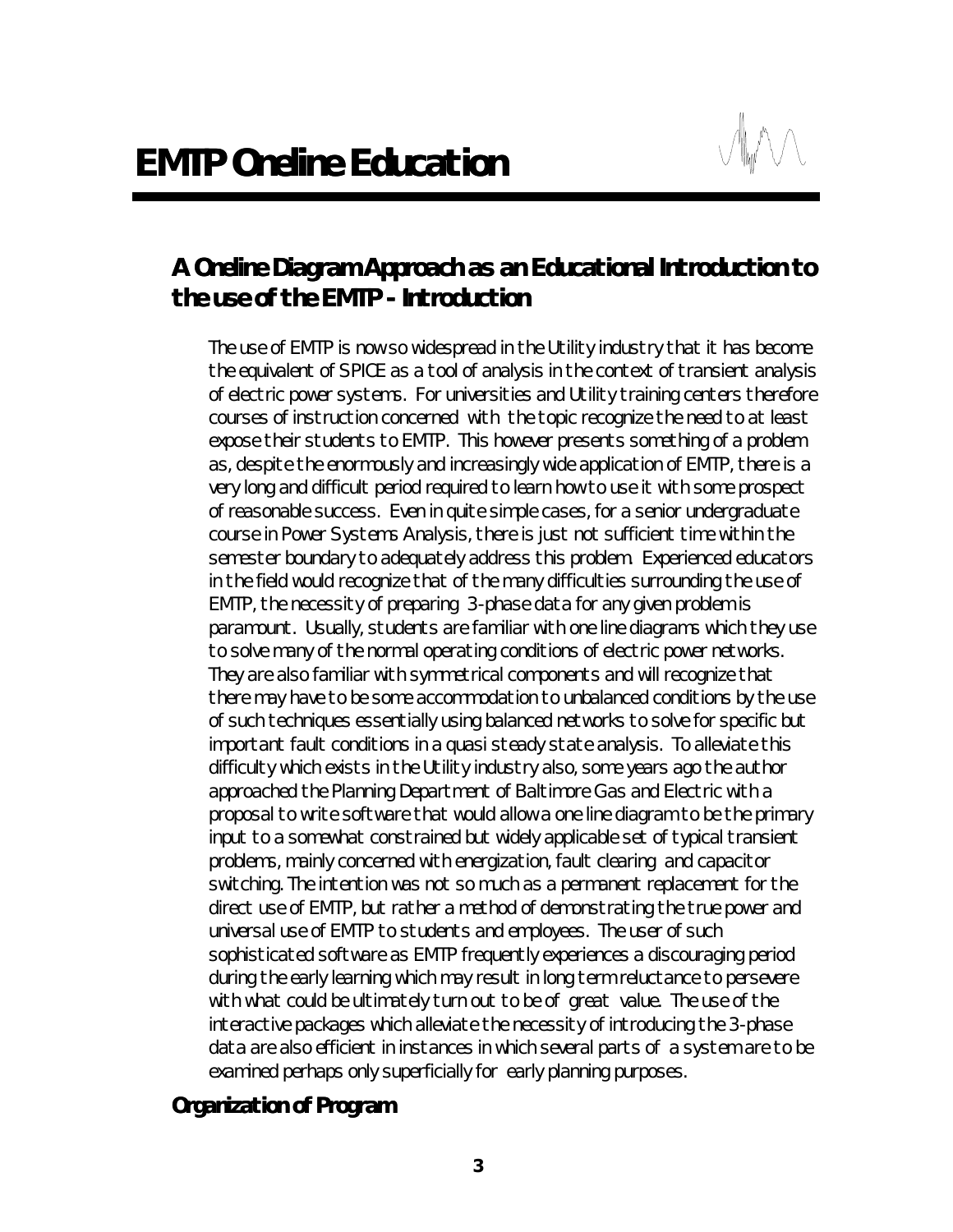# EMTP Oneline Education

## A Oneline Diagram Approach as an Educational Introduction to the use of the EMTP - Introduction

The use of EMTP is now so widespread in the Utility industry that it has become the equivalent of SPICE as a tool of analysis in the context of transient analysis of electric power systems. For universities and Utility training centers therefore courses of instruction concerned with the topic recognize the need to at least expose their students to EMTP. This however presents something of a problem as, despite the enormously and increasingly wide application of EMTP, there is a very long and difficult period required to learn how to use it with some prospect of reasonable success. Even in quite simple cases, for a senior undergraduate course in Power Systems Analysis, there is just not sufficient time within the semester boundary to adequately address this problem. Experienced educators in the field would recognize that of the many difficulties surrounding the use of EMTP, the necessity of preparing 3-phase data for any given problem is paramount. Usually, students are familiar with one line diagrams which they use to solve many of the normal operating conditions of electric power networks. They are also familiar with symmetrical components and will recognize that there may have to be some accommodation to unbalanced conditions by the use of such techniques essentially using balanced networks to solve for specific but important fault conditions in a quasi steady state analysis. To alleviate this difficulty which exists in the Utility industry also, some years ago the author approached the Planning Department of Baltimore Gas and Electric with a proposal to write software that would allow a one line diagram to be the primary input to a somewhat constrained but widely applicable set of typical transient problems, mainly concerned with energization, fault clearing and capacitor switching. The intention was not so much as a permanent replacement for the direct use of EMTP, but rather a method of demonstrating the true power and universal use of EMTP to students and employees. The user of such sophisticated software as EMTP frequently experiences a discouraging period during the early learning which may result in long term reluctance to persevere with what could be ultimately turn out to be of great value. The use of the interactive packages which alleviate the necessity of introducing the 3-phase data are also efficient in instances in which several parts of a system are to be examined perhaps only superficially for early planning purposes.

## Organization of Program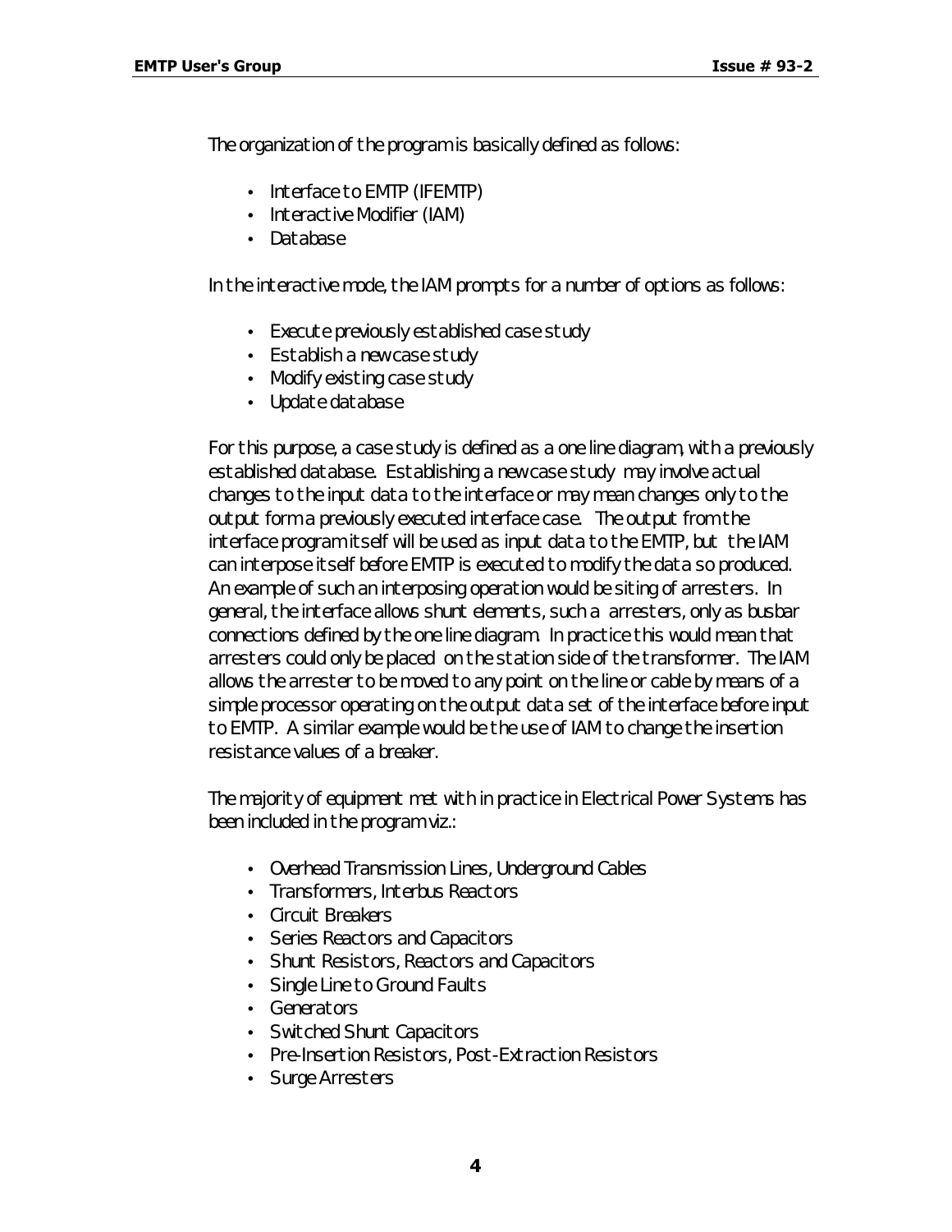The organization of the program is basically defined as follows:

- Interface to EMTP (IFEMTP)
- Interactive Modifier (IAM)
- Database

In the interactive mode, the IAM prompts for a number of options as follows:

- Execute previously established case study
- Establish a new case study
- Modify existing case study
- Update database

For this purpose, a case study is defined as a one line diagram, with a previously established database. Establishing a new case study may involve actual changes to the input data to the interface or may mean changes only to the output form a previously executed interface case. The output from the interface program itself will be used as input data to the EMTP, but the IAM can interpose itself before EMTP is executed to modify the data so produced. An example of such an interposing operation would be siting of arresters. In general, the interface allows shunt elements, such a arresters, only as busbar connections defined by the one line diagram. In practice this would mean that arresters could only be placed on the station side of the transformer. The IAM allows the arrester to be moved to any point on the line or cable by means of a simple processor operating on the output data set of the interface before input to EMTP. A similar example would be the use of IAM to change the insertion resistance values of a breaker.

The majority of equipment met with in practice in Electrical Power Systems has been included in the program viz.:

- Overhead Transmission Lines, Underground Cables
- Transformers, Interbus Reactors
- Circuit Breakers
- Series Reactors and Capacitors
- Shunt Resistors, Reactors and Capacitors
- Single Line to Ground Faults
- Generators
- Switched Shunt Capacitors
- Pre-Insertion Resistors, Post-Extraction Resistors
- Surge Arresters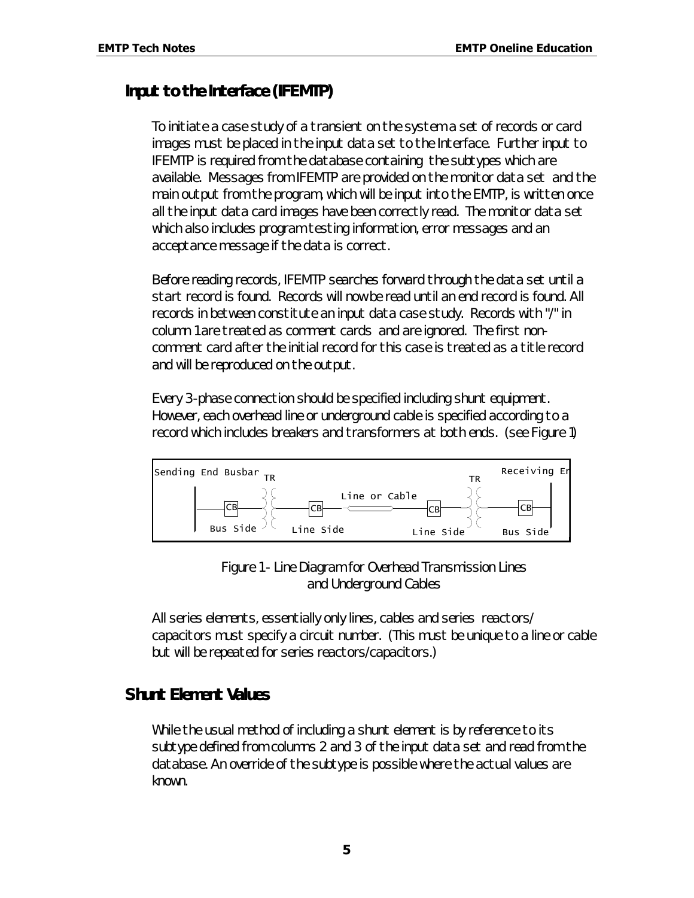## Input to the Interface (IFEMTP)

To initiate a case study of a transient on the system a set of records or card images must be placed in the input data set to the Interface. Further input to IFEMTP is required from the database containing the subtypes which are available. Messages from IFEMTP are provided on the monitor data set and the main output from the program, which will be input into the EMTP, is written once all the input data card images have been correctly read. The monitor data set which also includes program testing information, error messages and an acceptance message if the data is correct.

Before reading records, IFEMTP searches forward through the data set until a start record is found. Records will now be read until an end record is found. All records in between constitute an input data case study. Records with "/" in column 1 are treated as comment cards and are ignored. The first non-comment card after the initial record for this case is treated as a title record and will be reproduced on the output.

Every 3-phase connection should be specified including shunt equipment. However, each overhead line or underground cable is specified according to a record which includes breakers and transformers at both ends. (see Figure 1)

```
Sending End Busbar  TR                                    TR        Receiving En
                                   Line or Cable
   |----CB----)(----CB----<======>----------CB----)(----CB----|
       Bus Side         Line Side            Line Side     Bus Side
```

Figure 1 - Line Diagram for Overhead Transmission Lines and Underground Cables

All series elements, essentially only lines, cables and series reactors/ capacitors must specify a circuit number. (This must be unique to a line or cable but will be repeated for series reactors/capacitors.)

## Shunt Element Values

While the usual method of including a shunt element is by reference to its subtype defined from columns 2 and 3 of the input data set and read from the database. An override of the subtype is possible where the actual values are known.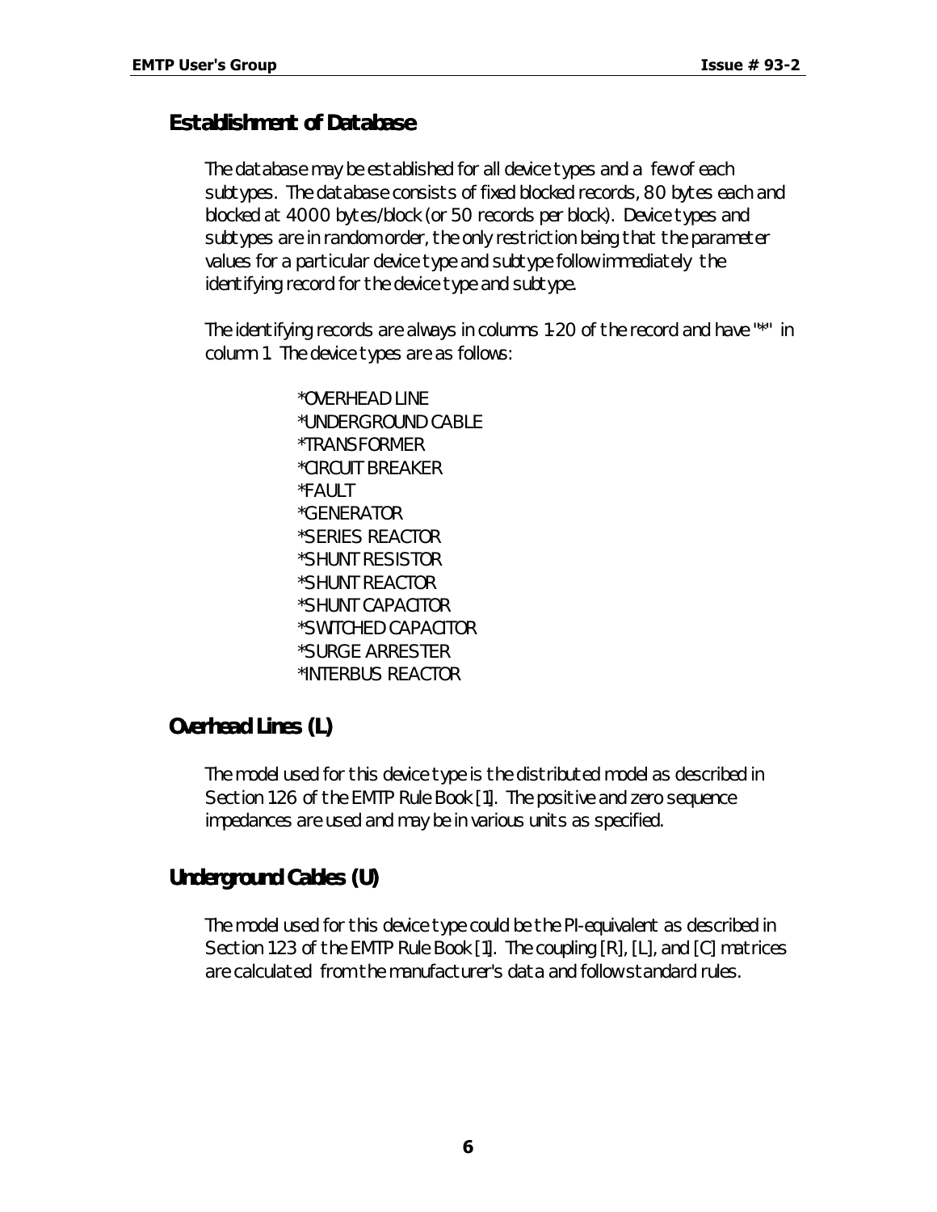## Establishment of Database

The database may be established for all device types and a few of each subtypes. The database consists of fixed blocked records, 80 bytes each and blocked at 4000 bytes/block (or 50 records per block). Device types and subtypes are in random order, the only restriction being that the parameter values for a particular device type and subtype follow immediately the identifying record for the device type and subtype.

The identifying records are always in columns 1-20 of the record and have "*" in column 1. The device types are as follows:

```
*OVERHEAD LINE
*UNDERGROUND CABLE
*TRANSFORMER
*CIRCUIT BREAKER
*FAULT
*GENERATOR
*SERIES REACTOR
*SHUNT RESISTOR
*SHUNT REACTOR
*SHUNT CAPACITOR
*SWITCHED CAPACITOR
*SURGE ARRESTER
*INTERBUS REACTOR
```

## Overhead Lines (L)

The model used for this device type is the distributed model as described in Section 126 of the EMTP Rule Book [1]. The positive and zero sequence impedances are used and may be in various units as specified.

## Underground Cables (U)

The model used for this device type could be the PI-equivalent as described in Section 123 of the EMTP Rule Book [1]. The coupling [R], [L], and [C] matrices are calculated from the manufacturer's data and follow standard rules.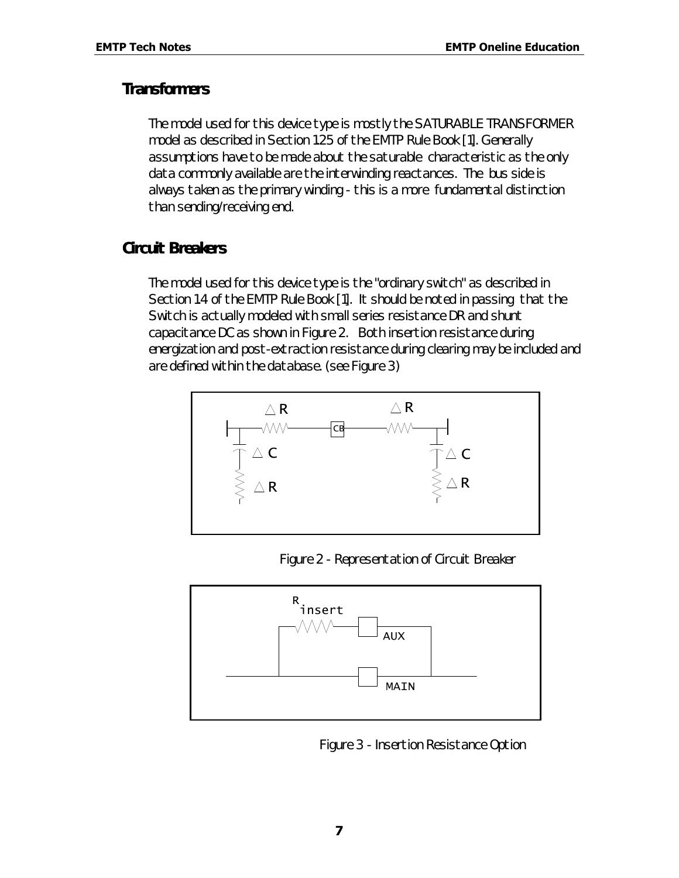## Transformers

The model used for this device type is mostly the SATURABLE TRANSFORMER model as described in Section 12.5 of the EMTP Rule Book [1]. Generally assumptions have to be made about the saturable characteristic as the only data commonly available are the interwinding reactances. The bus side is always taken as the primary winding - this is a more fundamental distinction than sending/receiving end.

## Circuit Breakers

The model used for this device type is the "ordinary switch" as described in Section 14 of the EMTP Rule Book [1]. It should be noted in passing that the Switch is actually modeled with small series resistance DR and shunt capacitance DC as shown in Figure 2. Both insertion resistance during energization and post-extraction resistance during clearing may be included and are defined within the database. (see Figure 3)

Figure 2 - Representation of Circuit Breaker

Figure 3 - Insertion Resistance Option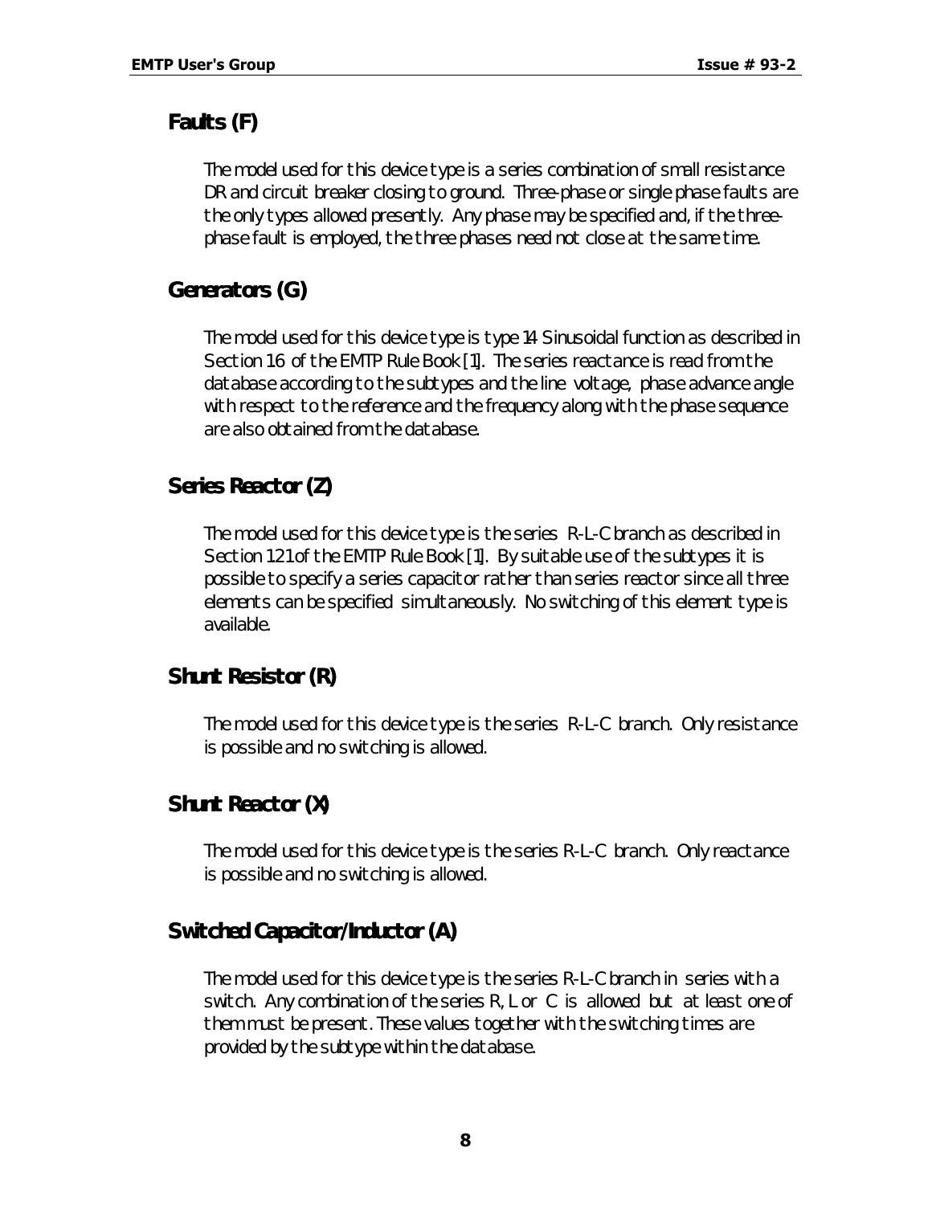## Faults (F)

The model used for this device type is a series combination of small resistance DR and circuit breaker closing to ground. Three-phase or single phase faults are the only types allowed presently. Any phase may be specified and, if the three-phase fault is employed, the three phases need not close at the same time.

## Generators (G)

The model used for this device type is type 14 Sinusoidal function as described in Section 16 of the EMTP Rule Book [1]. The series reactance is read from the database according to the subtypes and the line voltage, phase advance angle with respect to the reference and the frequency along with the phase sequence are also obtained from the database.

## Series Reactor (Z)

The model used for this device type is the series R-L-C branch as described in Section 12.1 of the EMTP Rule Book [1]. By suitable use of the subtypes it is possible to specify a series capacitor rather than series reactor since all three elements can be specified simultaneously. No switching of this element type is available.

## Shunt Resistor (R)

The model used for this device type is the series R-L-C branch. Only resistance is possible and no switching is allowed.

## Shunt Reactor (X)

The model used for this device type is the series R-L-C branch. Only reactance is possible and no switching is allowed.

## Switched Capacitor/Inductor (A)

The model used for this device type is the series R-L-C branch in series with a switch. Any combination of the series R, L or C is allowed but at least one of them must be present. These values together with the switching times are provided by the subtype within the database.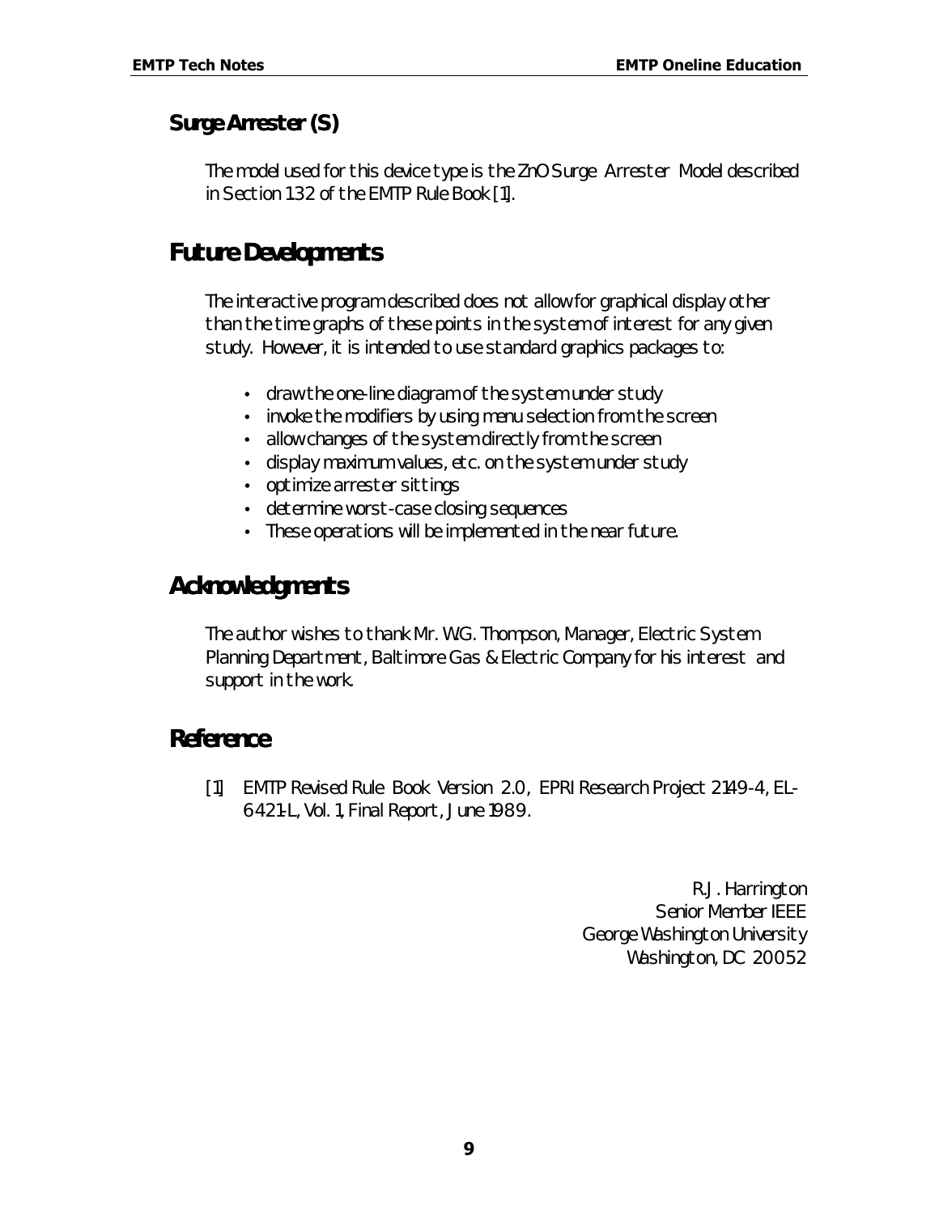### Surge Arrester (S)

The model used for this device type is the ZnO Surge Arrester Model described in Section 1.32 of the EMTP Rule Book [1].

## Future Developments

The interactive program described does not allow for graphical display other than the time graphs of these points in the system of interest for any given study. However, it is intended to use standard graphics packages to:

- draw the one-line diagram of the system under study
- invoke the modifiers by using menu selection from the screen
- allow changes of the system directly from the screen
- display maximum values, etc. on the system under study
- optimize arrester sittings
- determine worst-case closing sequences
- These operations will be implemented in the near future.

## Acknowledgments

The author wishes to thank Mr. W.G. Thompson, Manager, Electric System Planning Department, Baltimore Gas & Electric Company for his interest and support in the work.

## Reference

[1] EMTP Revised Rule Book Version 2.0, EPRI Research Project 2149-4, EL-6421-L, Vol. 1, Final Report, June 1989.

R.J. Harrington
Senior Member IEEE
George Washington University
Washington, DC 20052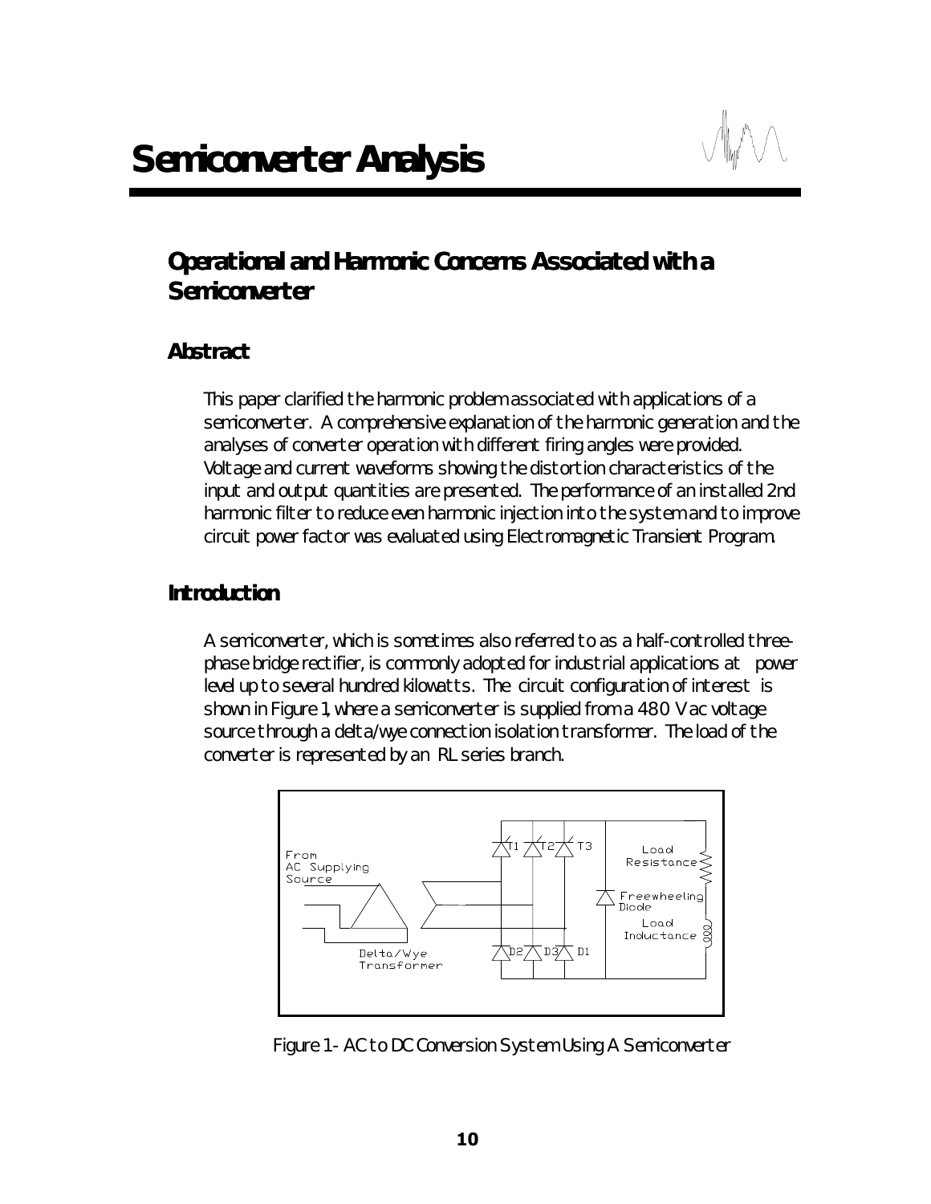# Semiconverter Analysis

## Operational and Harmonic Concerns Associated with a Semiconverter

### Abstract

This paper clarified the harmonic problem associated with applications of a semiconverter. A comprehensive explanation of the harmonic generation and the analyses of converter operation with different firing angles were provided. Voltage and current waveforms showing the distortion characteristics of the input and output quantities are presented. The performance of an installed 2nd harmonic filter to reduce even harmonic injection into the system and to improve circuit power factor was evaluated using Electromagnetic Transient Program.

### Introduction

A semiconverter, which is sometimes also referred to as a half-controlled three-phase bridge rectifier, is commonly adopted for industrial applications at power level up to several hundred kilowatts. The circuit configuration of interest is shown in Figure 1, where a semiconverter is supplied from a 480 V ac voltage source through a delta/wye connection isolation transformer. The load of the converter is represented by an RL series branch.

Figure 1 - AC to DC Conversion System Using A Semiconverter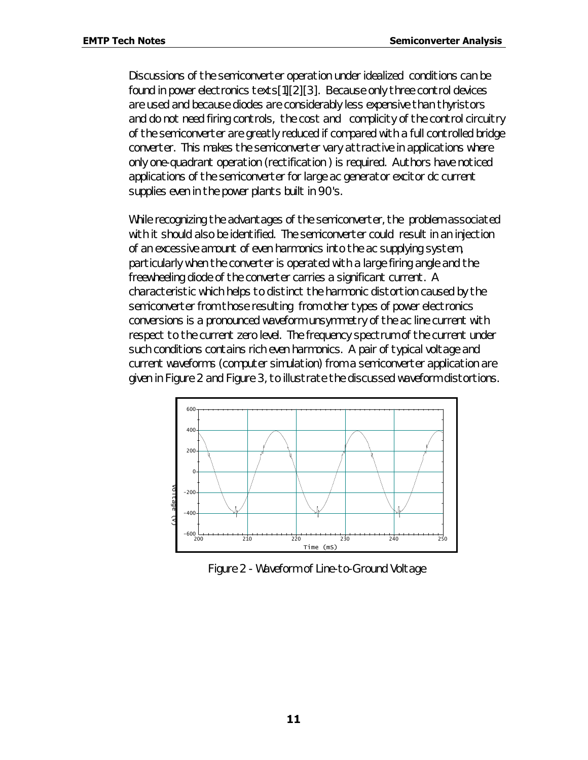Discussions of the semiconverter operation under idealized conditions can be found in power electronics texts[1][2][3]. Because only three control devices are used and because diodes are considerably less expensive than thyristors and do not need firing controls, the cost and complicity of the control circuitry of the semiconverter are greatly reduced if compared with a full controlled bridge converter. This makes the semiconverter vary attractive in applications where only one-quadrant operation (rectification) is required. Authors have noticed applications of the semiconverter for large ac generator excitor dc current supplies even in the power plants built in 90's.

While recognizing the advantages of the semiconverter, the problem associated with it should also be identified. The semiconverter could result in an injection of an excessive amount of even harmonics into the ac supplying system, particularly when the converter is operated with a large firing angle and the freewheeling diode of the converter carries a significant current. A characteristic which helps to distinct the harmonic distortion caused by the semiconverter from those resulting from other types of power electronics conversions is a pronounced waveform unsymmetry of the ac line current with respect to the current zero level. The frequency spectrum of the current under such conditions contains rich even harmonics. A pair of typical voltage and current waveforms (computer simulation) from a semiconverter application are given in Figure 2 and Figure 3, to illustrate the discussed waveform distortions.

Figure 2 - Waveform of Line-to-Ground Voltage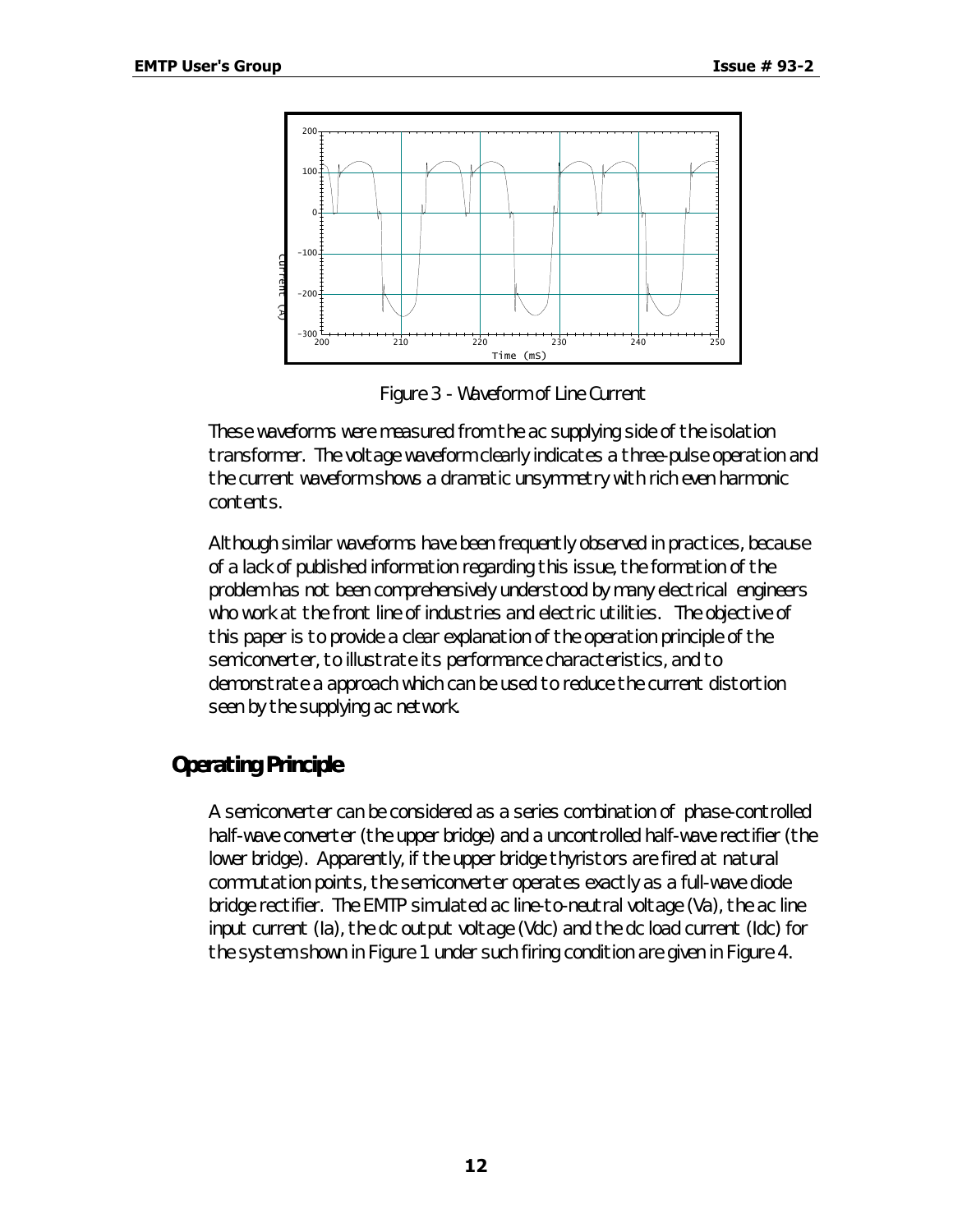Figure 3 - Waveform of Line Current

These waveforms were measured from the ac supplying side of the isolation transformer. The voltage waveform clearly indicates a three-pulse operation and the current waveform shows a dramatic unsymmetry with rich even harmonic contents.

Although similar waveforms have been frequently observed in practices, because of a lack of published information regarding this issue, the formation of the problem has not been comprehensively understood by many electrical engineers who work at the front line of industries and electric utilities. The objective of this paper is to provide a clear explanation of the operation principle of the semiconverter, to illustrate its performance characteristics, and to demonstrate a approach which can be used to reduce the current distortion seen by the supplying ac network.

## Operating Principle

A semiconverter can be considered as a series combination of phase-controlled half-wave converter (the upper bridge) and a uncontrolled half-wave rectifier (the lower bridge). Apparently, if the upper bridge thyristors are fired at natural commutation points, the semiconverter operates exactly as a full-wave diode bridge rectifier. The EMTP simulated ac line-to-neutral voltage (Va), the ac line input current (Ia), the dc output voltage (Vdc) and the dc load current (Idc) for the system shown in Figure 1 under such firing condition are given in Figure 4.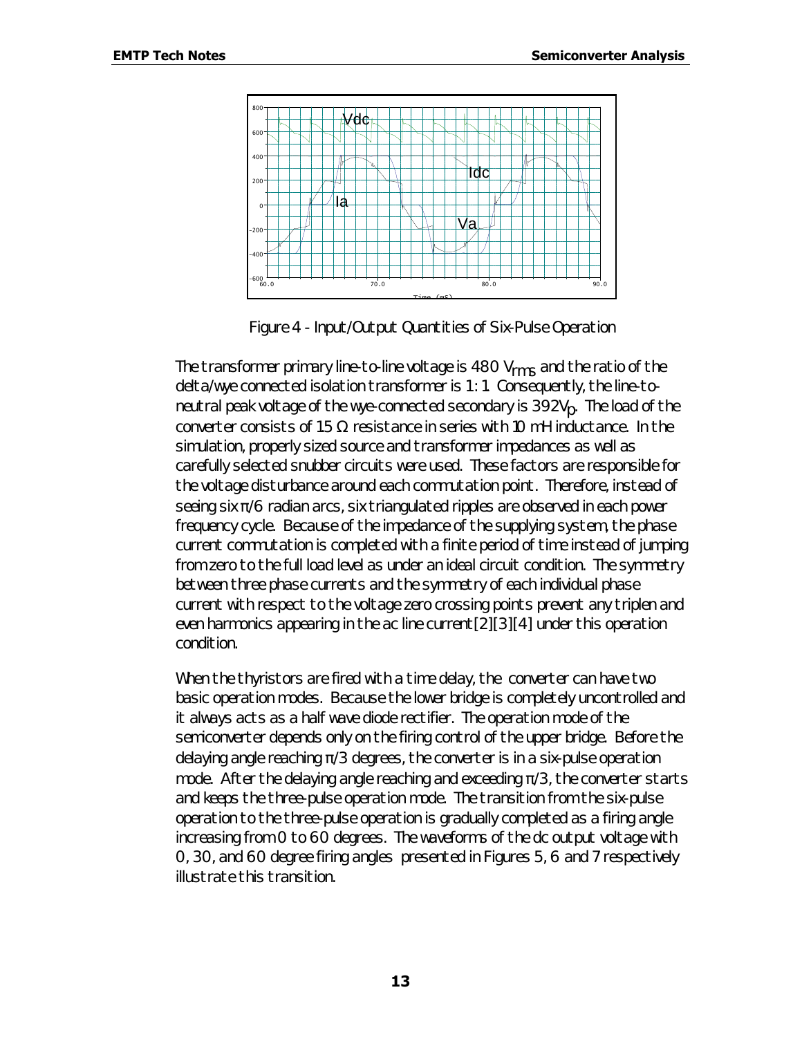Figure 4 - Input/Output Quantities of Six-Pulse Operation

The transformer primary line-to-line voltage is 480 $V_{rms}$ and the ratio of the delta/wye connected isolation transformer is 1: 1. Consequently, the line-to-neutral peak voltage of the wye-connected secondary is 392$V_p$. The load of the converter consists of 15 Ω resistance in series with 10 mH inductance. In the simulation, properly sized source and transformer impedances as well as carefully selected snubber circuits were used. These factors are responsible for the voltage disturbance around each commutation point. Therefore, instead of seeing six π/6 radian arcs, six triangulated ripples are observed in each power frequency cycle. Because of the impedance of the supplying system, the phase current commutation is completed with a finite period of time instead of jumping from zero to the full load level as under an ideal circuit condition. The symmetry between three phase currents and the symmetry of each individual phase current with respect to the voltage zero crossing points prevent any triplen and even harmonics appearing in the ac line current[2][3][4] under this operation condition.

When the thyristors are fired with a time delay, the converter can have two basic operation modes. Because the lower bridge is completely uncontrolled and it always acts as a half wave diode rectifier. The operation mode of the semiconverter depends only on the firing control of the upper bridge. Before the delaying angle reaching π/3 degrees, the converter is in a six-pulse operation mode. After the delaying angle reaching and exceeding π/3, the converter starts and keeps the three-pulse operation mode. The transition from the six-pulse operation to the three-pulse operation is gradually completed as a firing angle increasing from 0 to 60 degrees. The waveforms of the dc output voltage with 0, 30, and 60 degree firing angles presented in Figures 5, 6 and 7 respectively illustrate this transition.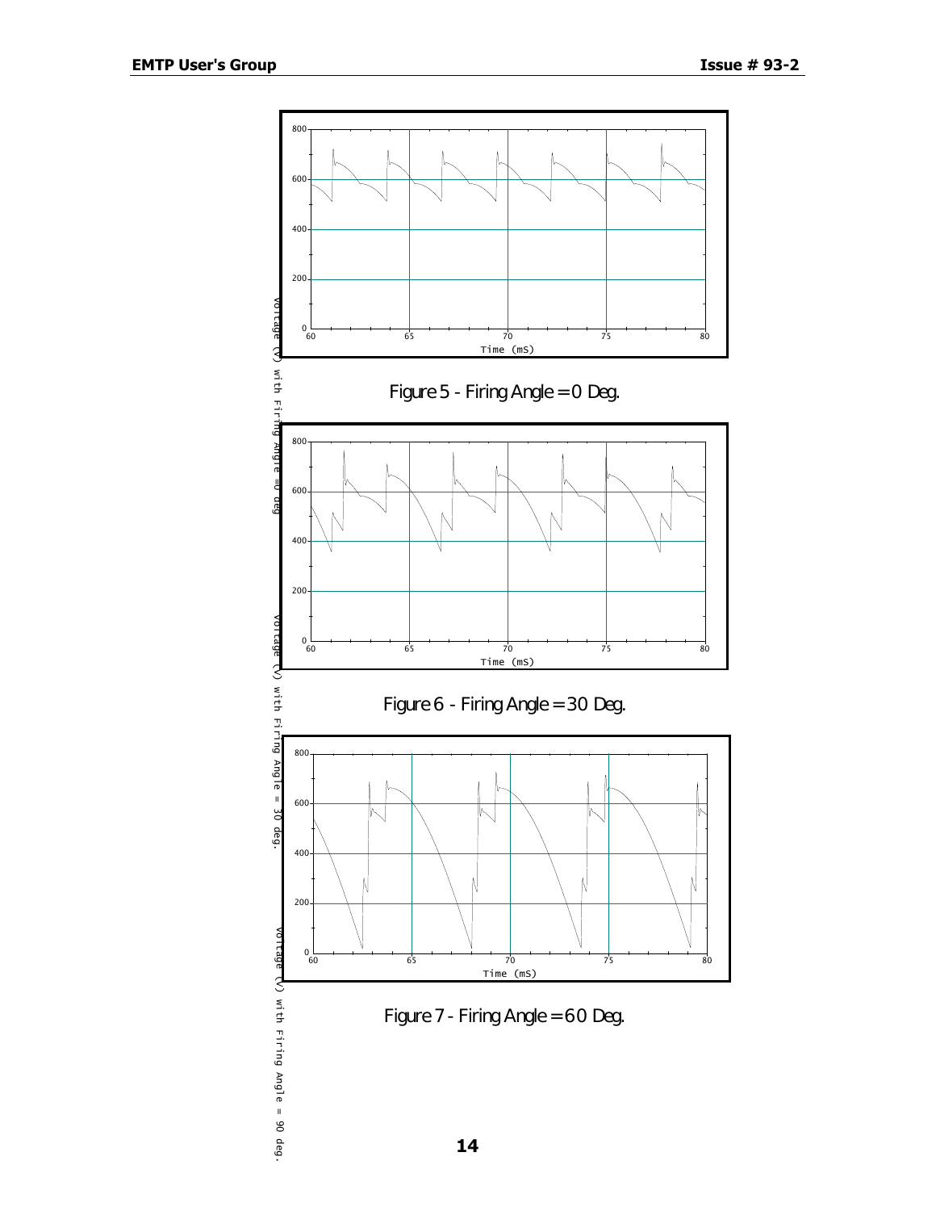Figure 5 - Firing Angle = 0 Deg.

Figure 6 - Firing Angle = 30 Deg.

Figure 7 - Firing Angle = 60 Deg.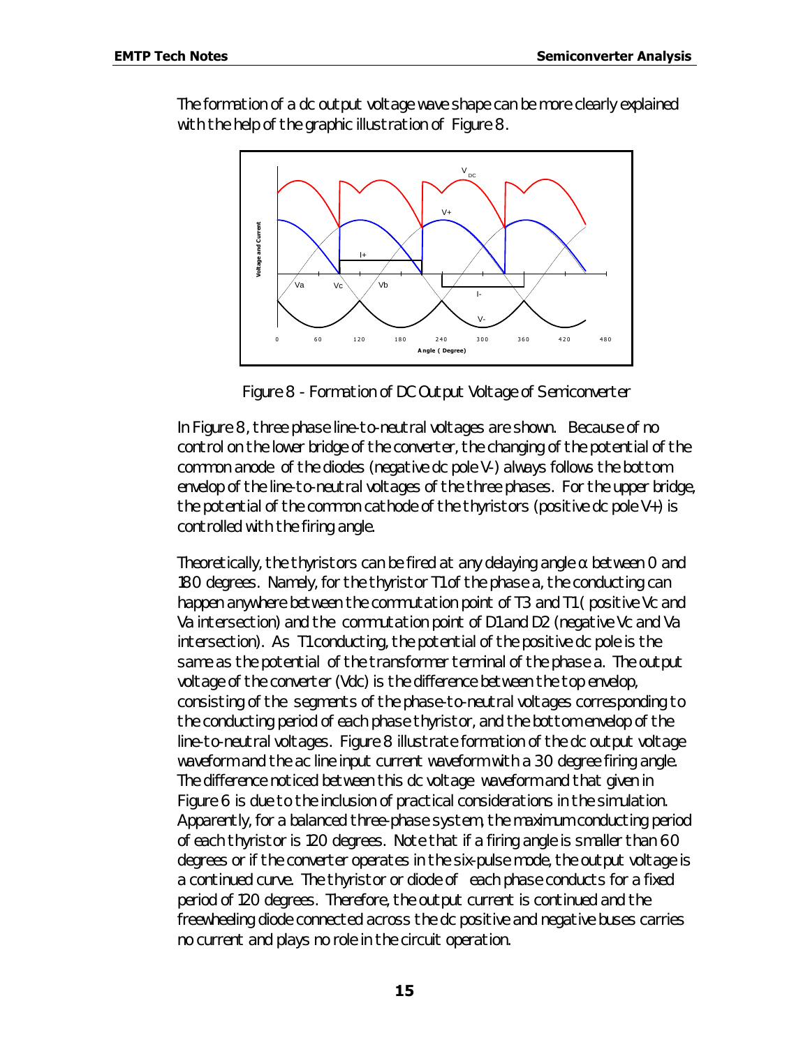The formation of a dc output voltage wave shape can be more clearly explained with the help of the graphic illustration of Figure 8.

Figure 8 - Formation of DC Output Voltage of Semiconverter

In Figure 8, three phase line-to-neutral voltages are shown. Because of no control on the lower bridge of the converter, the changing of the potential of the common anode of the diodes (negative dc pole V-) always follows the bottom envelop of the line-to-neutral voltages of the three phases. For the upper bridge, the potential of the common cathode of the thyristors (positive dc pole V+) is controlled with the firing angle.

Theoretically, the thyristors can be fired at any delaying angle $\alpha$ between 0 and 180 degrees. Namely, for the thyristor T1 of the phase a, the conducting can happen anywhere between the commutation point of T3 and T1 ( positive Vc and Va intersection) and the commutation point of D1 and D2 (negative Vc and Va intersection). As T1 conducting, the potential of the positive dc pole is the same as the potential of the transformer terminal of the phase a. The output voltage of the converter (Vdc) is the difference between the top envelop, consisting of the segments of the phase-to-neutral voltages corresponding to the conducting period of each phase thyristor, and the bottom envelop of the line-to-neutral voltages. Figure 8 illustrate formation of the dc output voltage waveform and the ac line input current waveform with a 30 degree firing angle. The difference noticed between this dc voltage waveform and that given in Figure 6 is due to the inclusion of practical considerations in the simulation. Apparently, for a balanced three-phase system, the maximum conducting period of each thyristor is 120 degrees. Note that if a firing angle is smaller than 60 degrees or if the converter operates in the six-pulse mode, the output voltage is a continued curve. The thyristor or diode of each phase conducts for a fixed period of 120 degrees. Therefore, the output current is continued and the freewheeling diode connected across the dc positive and negative buses carries no current and plays no role in the circuit operation.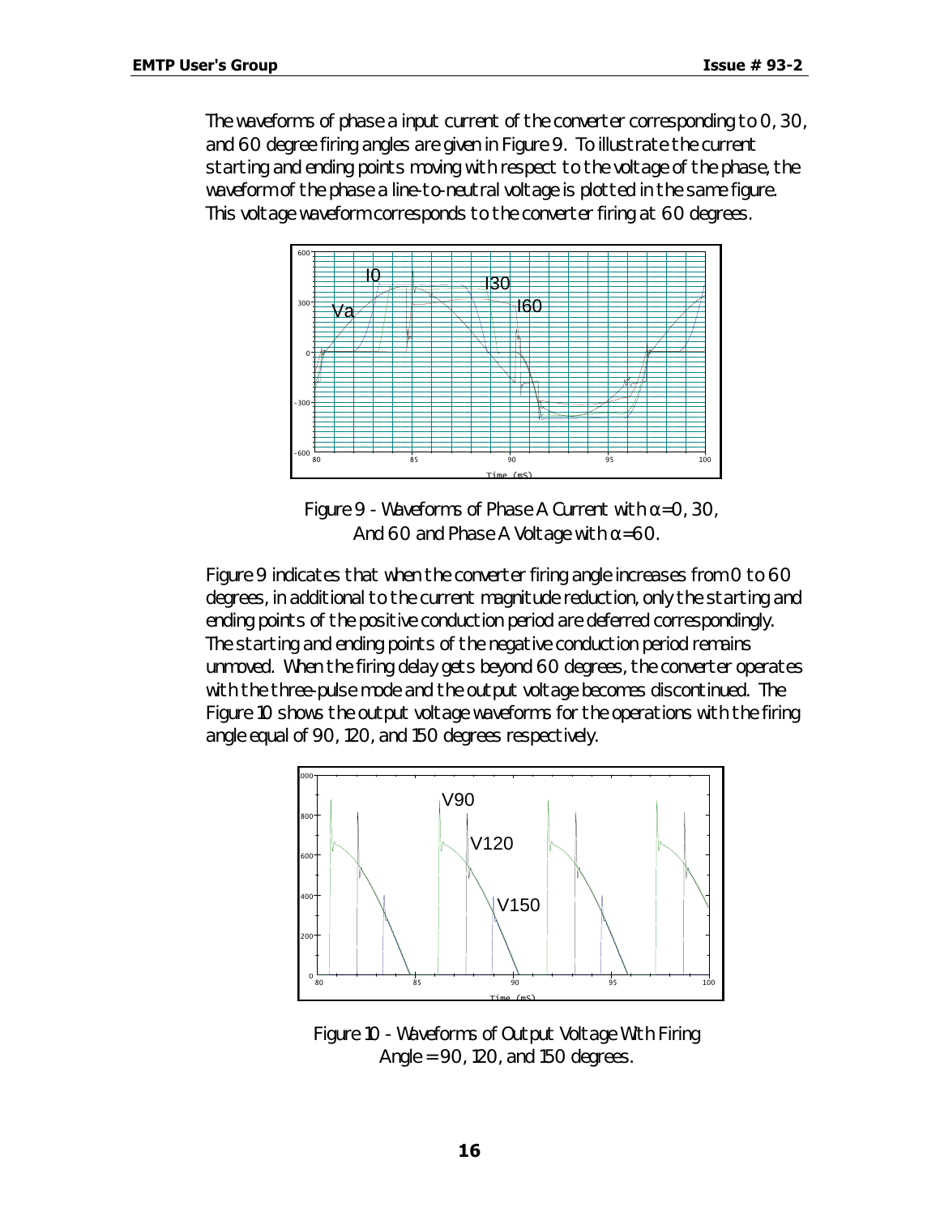The waveforms of phase a input current of the converter corresponding to 0, 30, and 60 degree firing angles are given in Figure 9. To illustrate the current starting and ending points moving with respect to the voltage of the phase, the waveform of the phase a line-to-neutral voltage is plotted in the same figure. This voltage waveform corresponds to the converter firing at 60 degrees.

Figure 9 - Waveforms of Phase A Current with $\alpha$=0, 30, And 60 and Phase A Voltage with $\alpha$=60.

Figure 9 indicates that when the converter firing angle increases from 0 to 60 degrees, in additional to the current magnitude reduction, only the starting and ending points of the positive conduction period are deferred correspondingly. The starting and ending points of the negative conduction period remains unmoved. When the firing delay gets beyond 60 degrees, the converter operates with the three-pulse mode and the output voltage becomes discontinued. The Figure 10 shows the output voltage waveforms for the operations with the firing angle equal of 90, 120, and 150 degrees respectively.

Figure 10 - Waveforms of Output Voltage With Firing Angle = 90, 120, and 150 degrees.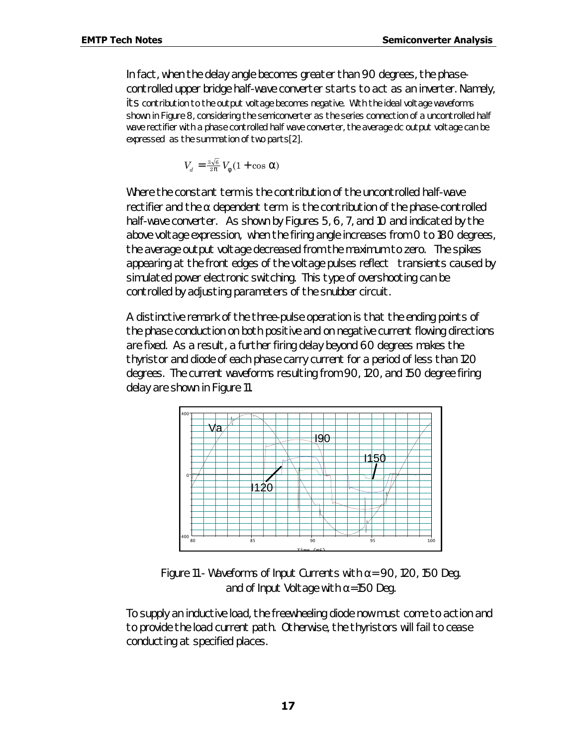In fact, when the delay angle becomes greater than 90 degrees, the phase-controlled upper bridge half-wave converter starts to act as an inverter. Namely, its contribution to the output voltage becomes negative. With the ideal voltage waveforms shown in Figure 8, considering the semiconverter as the series connection of a uncontrolled half wave rectifier with a phase controlled half wave converter, the average dc output voltage can be expressed as the summation of two parts[2].

$$V_d = \frac{3\sqrt{6}}{2\pi} V_\phi (1 + \cos \alpha)$$

Where the constant term is the contribution of the uncontrolled half-wave rectifier and the α dependent term is the contribution of the phase-controlled half-wave converter. As shown by Figures 5, 6, 7, and 10 and indicated by the above voltage expression, when the firing angle increases from 0 to 180 degrees, the average output voltage decreased from the maximum to zero. The spikes appearing at the front edges of the voltage pulses reflect transients caused by simulated power electronic switching. This type of overshooting can be controlled by adjusting parameters of the snubber circuit.

A distinctive remark of the three-pulse operation is that the ending points of the phase conduction on both positive and on negative current flowing directions are fixed. As a result, a further firing delay beyond 60 degrees makes the thyristor and diode of each phase carry current for a period of less than 120 degrees. The current waveforms resulting from 90, 120, and 150 degree firing delay are shown in Figure 11.

Figure 11 - Waveforms of Input Currents with $\alpha = 90, 120, 150$ Deg. and of Input Voltage with $\alpha = 150$ Deg.

To supply an inductive load, the freewheeling diode now must come to action and to provide the load current path. Otherwise, the thyristors will fail to cease conducting at specified places.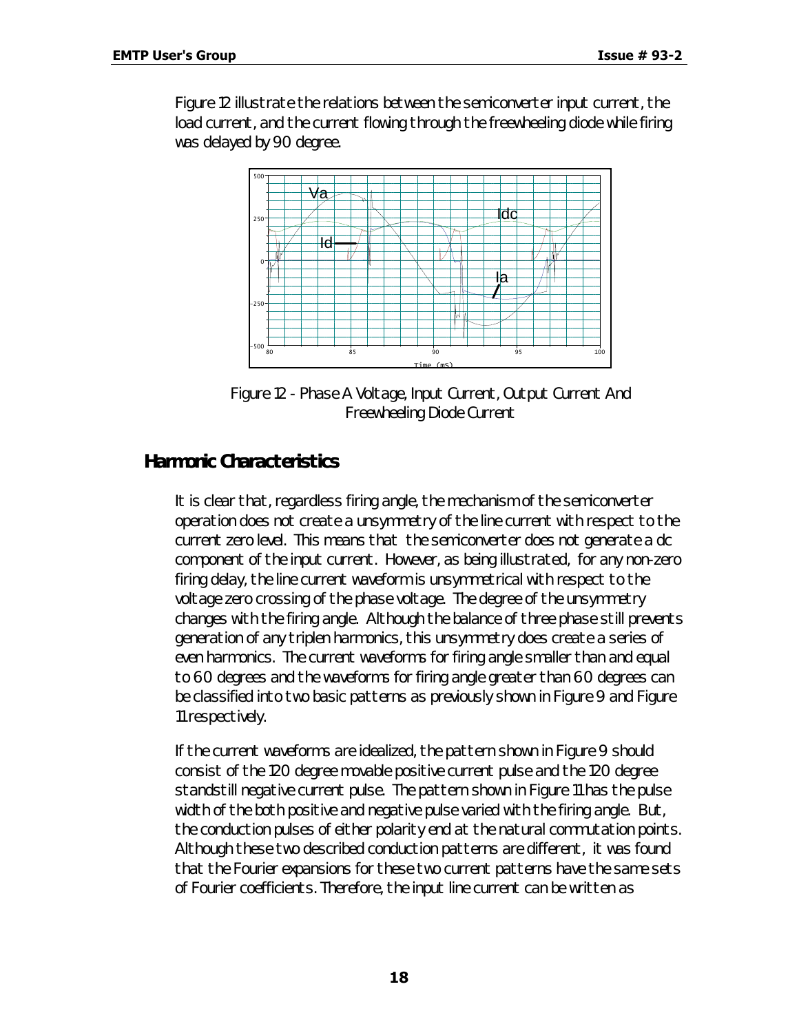Figure 12 illustrate the relations between the semiconverter input current, the load current, and the current flowing through the freewheeling diode while firing was delayed by 90 degree.

Figure 12 - Phase A Voltage, Input Current, Output Current And Freewheeling Diode Current

## Harmonic Characteristics

It is clear that, regardless firing angle, the mechanism of the semiconverter operation does not create a unsymmetry of the line current with respect to the current zero level. This means that the semiconverter does not generate a dc component of the input current. However, as being illustrated, for any non-zero firing delay, the line current waveform is unsymmetrical with respect to the voltage zero crossing of the phase voltage. The degree of the unsymmetry changes with the firing angle. Although the balance of three phase still prevents generation of any triplen harmonics, this unsymmetry does create a series of even harmonics. The current waveforms for firing angle smaller than and equal to 60 degrees and the waveforms for firing angle greater than 60 degrees can be classified into two basic patterns as previously shown in Figure 9 and Figure 11 respectively.

If the current waveforms are idealized, the pattern shown in Figure 9 should consist of the 120 degree movable positive current pulse and the 120 degree standstill negative current pulse. The pattern shown in Figure 11 has the pulse width of the both positive and negative pulse varied with the firing angle. But, the conduction pulses of either polarity end at the natural commutation points. Although these two described conduction patterns are different, it was found that the Fourier expansions for these two current patterns have the same sets of Fourier coefficients. Therefore, the input line current can be written as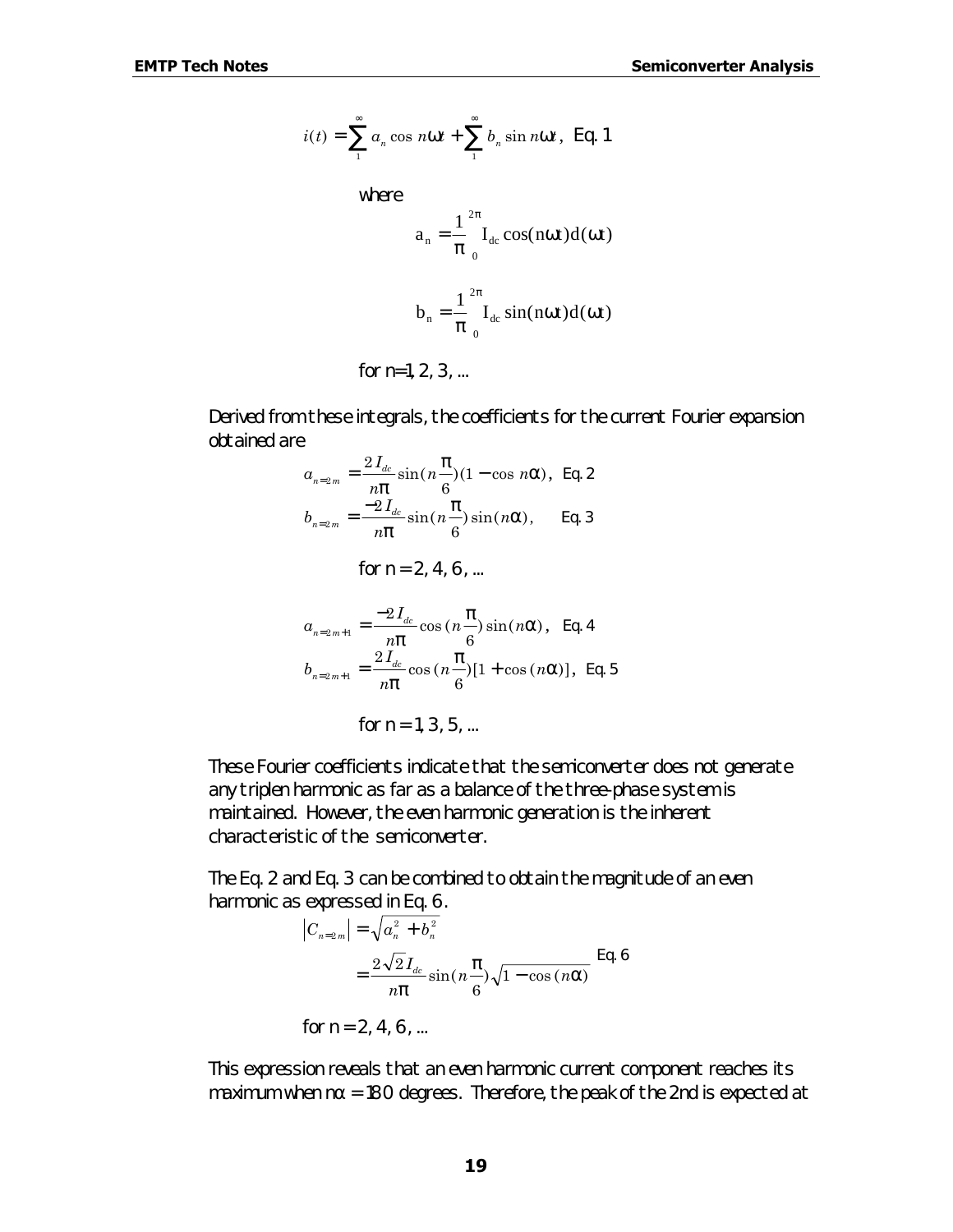$$i(t) = \sum_{1}^{\infty} a_n \cos n\omega t + \sum_{1}^{\infty} b_n \sin n\omega t, \quad \text{Eq. 1}$$

where

$$a_n = \frac{1}{\pi} \int_0^{2\pi} I_{dc} \cos(n\omega t) d(\omega t)$$

$$b_n = \frac{1}{\pi} \int_0^{2\pi} I_{dc} \sin(n\omega t) d(\omega t)$$

for n=1, 2, 3, ...

Derived from these integrals, the coefficients for the current Fourier expansion obtained are

$$a_{n=2m} = \frac{2 I_{dc}}{n\pi} \sin(n\frac{\pi}{6})(1 - \cos n\alpha), \quad \text{Eq. 2}$$

$$b_{n=2m} = \frac{-2 I_{dc}}{n\pi} \sin(n\frac{\pi}{6}) \sin(n\alpha), \quad \text{Eq. 3}$$

for n = 2, 4, 6, ...

$$a_{n=2m+1} = \frac{-2 I_{dc}}{n\pi} \cos(n\frac{\pi}{6}) \sin(n\alpha), \quad \text{Eq. 4}$$

$$b_{n=2m+1} = \frac{2 I_{dc}}{n\pi} \cos(n\frac{\pi}{6})[1 + \cos(n\alpha)], \quad \text{Eq. 5}$$

for n = 1, 3, 5, ...

These Fourier coefficients indicate that the semiconverter does not generate any triplen harmonic as far as a balance of the three-phase system is maintained. However, the even harmonic generation is the inherent characteristic of the semiconverter.

The Eq. 2 and Eq. 3 can be combined to obtain the magnitude of an even harmonic as expressed in Eq. 6.

$$\begin{aligned} \left|C_{n=2m}\right| &= \sqrt{a_n^2 + b_n^2} \\ &= \frac{2\sqrt{2} I_{dc}}{n\pi} \sin(n\frac{\pi}{6}) \sqrt{1 - \cos(n\alpha)} \end{aligned} \quad \text{Eq. 6}$$

for n = 2, 4, 6, ...

This expression reveals that an even harmonic current component reaches its maximum when $n\alpha$ = 180 degrees. Therefore, the peak of the 2nd is expected at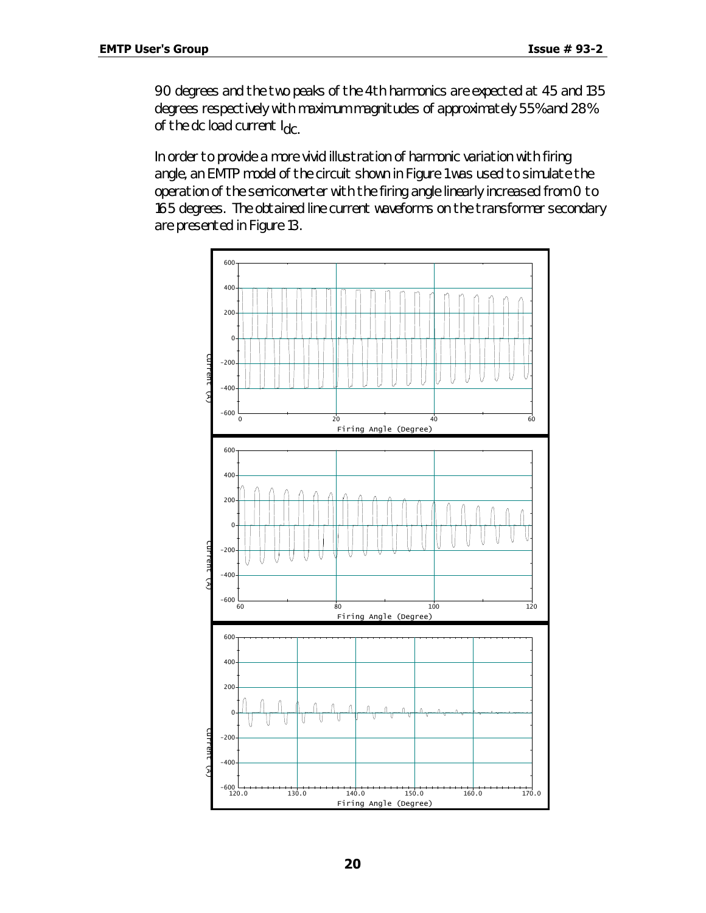90 degrees and the two peaks of the 4th harmonics are expected at 45 and 135 degrees respectively with maximum magnitudes of approximately 55% and 28% of the dc load current $I_{dc}$.

In order to provide a more vivid illustration of harmonic variation with firing angle, an EMTP model of the circuit shown in Figure 1 was used to simulate the operation of the semiconverter with the firing angle linearly increased from 0 to 165 degrees. The obtained line current waveforms on the transformer secondary are presented in Figure 13.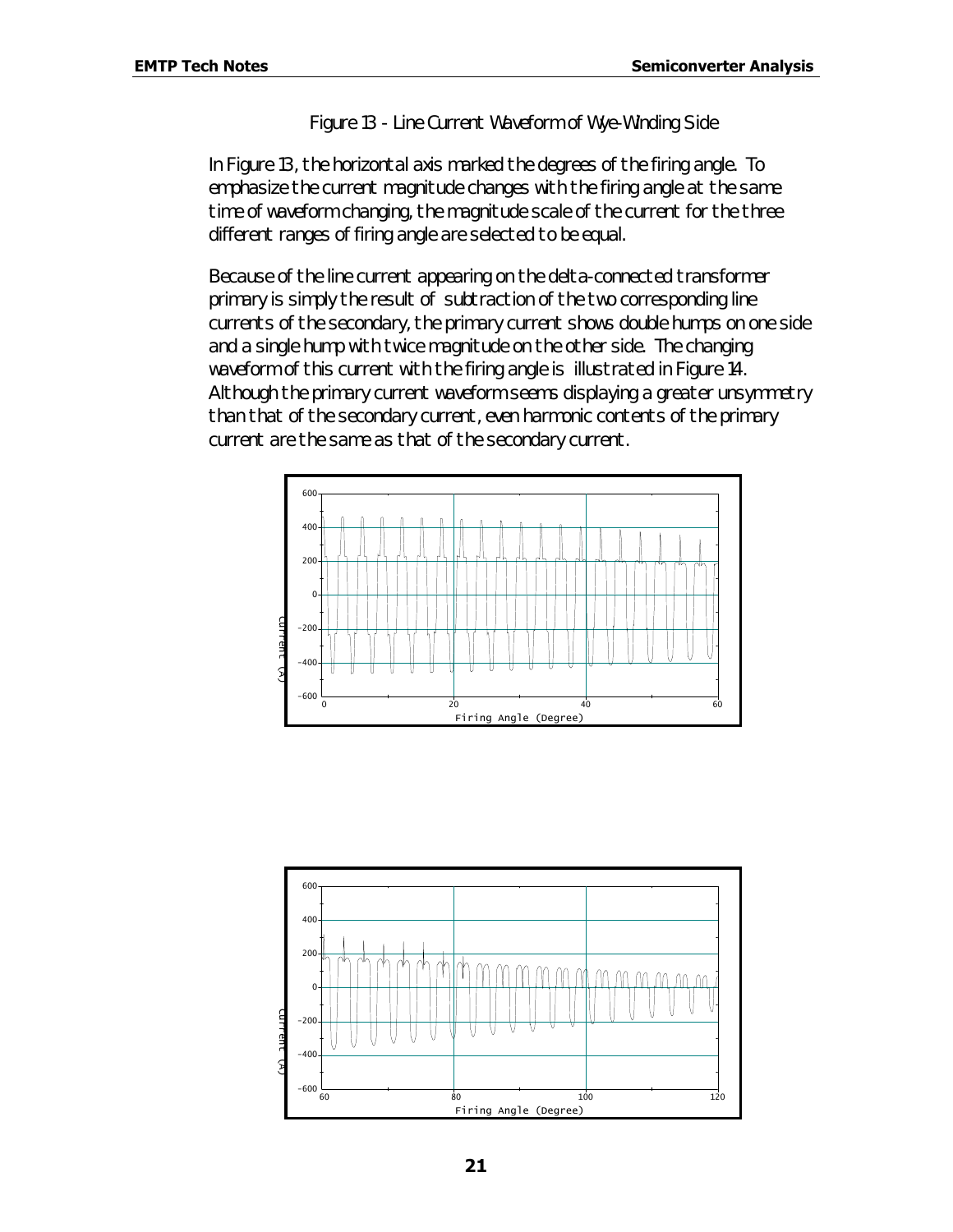Figure 13 - Line Current Waveform of Wye-Winding Side

In Figure 13, the horizontal axis marked the degrees of the firing angle. To emphasize the current magnitude changes with the firing angle at the same time of waveform changing, the magnitude scale of the current for the three different ranges of firing angle are selected to be equal.

Because of the line current appearing on the delta-connected transformer primary is simply the result of subtraction of the two corresponding line currents of the secondary, the primary current shows double humps on one side and a single hump with twice magnitude on the other side. The changing waveform of this current with the firing angle is illustrated in Figure 14. Although the primary current waveform seems displaying a greater unsymmetry than that of the secondary current, even harmonic contents of the primary current are the same as that of the secondary current.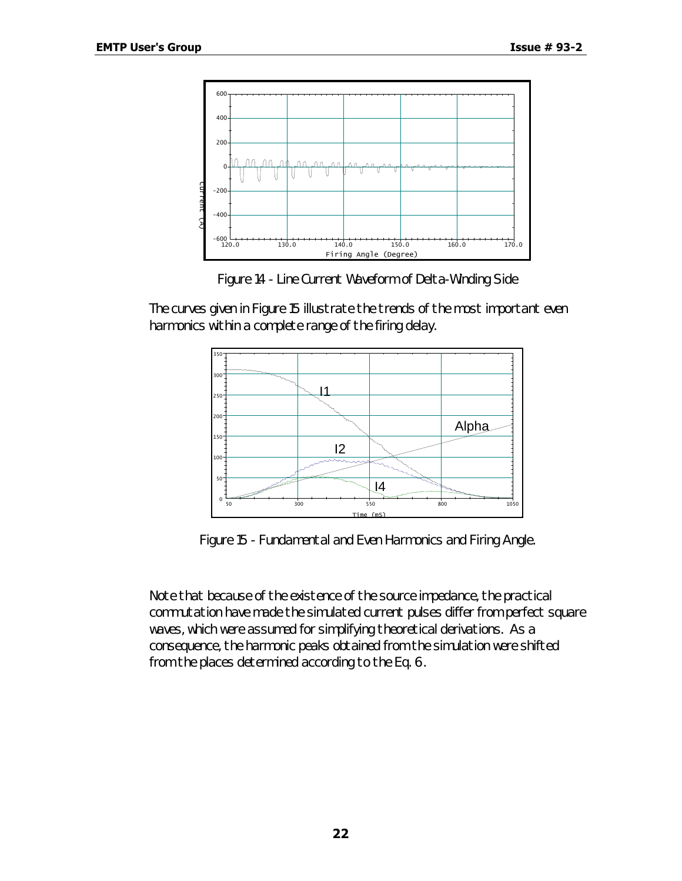Figure 14 - Line Current Waveform of Delta-Winding Side

The curves given in Figure 15 illustrate the trends of the most important even harmonics within a complete range of the firing delay.

Figure 15 - Fundamental and Even Harmonics and Firing Angle.

Note that because of the existence of the source impedance, the practical commutation have made the simulated current pulses differ from perfect square waves, which were assumed for simplifying theoretical derivations. As a consequence, the harmonic peaks obtained from the simulation were shifted from the places determined according to the Eq. 6.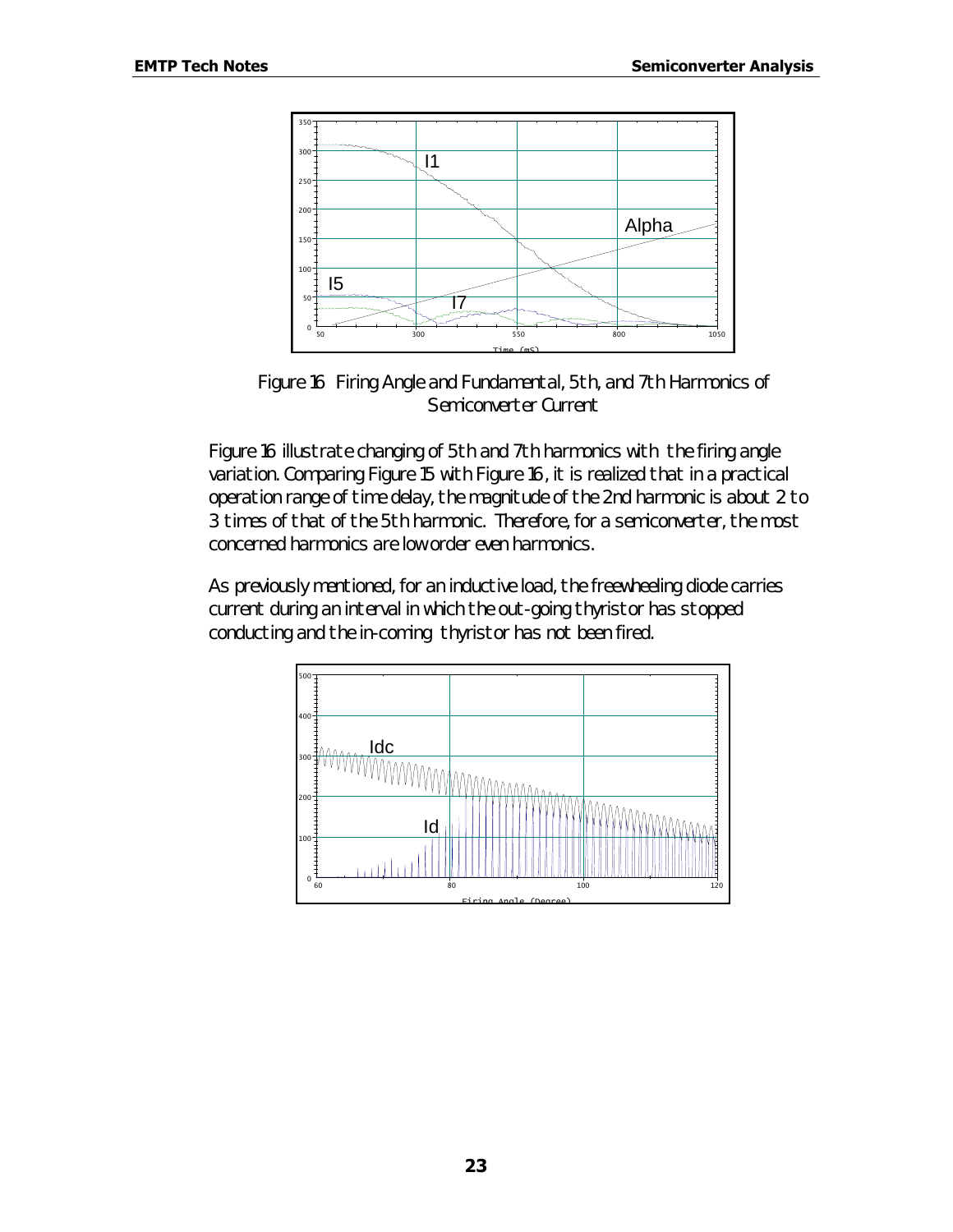Figure 16 Firing Angle and Fundamental, 5th, and 7th Harmonics of Semiconverter Current

Figure 16 illustrate changing of 5th and 7th harmonics with the firing angle variation. Comparing Figure 15 with Figure 16, it is realized that in a practical operation range of time delay, the magnitude of the 2nd harmonic is about 2 to 3 times of that of the 5th harmonic. Therefore, for a semiconverter, the most concerned harmonics are low order even harmonics.

As previously mentioned, for an inductive load, the freewheeling diode carries current during an interval in which the out-going thyristor has stopped conducting and the in-coming thyristor has not been fired.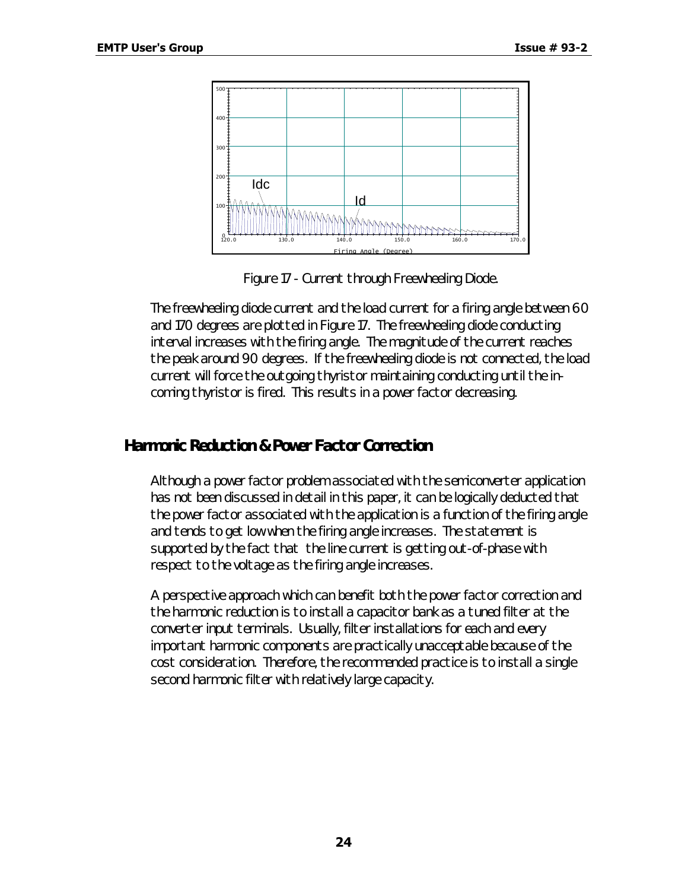Figure 17 - Current through Freewheeling Diode.

The freewheeling diode current and the load current for a firing angle between 60 and 170 degrees are plotted in Figure 17. The freewheeling diode conducting interval increases with the firing angle. The magnitude of the current reaches the peak around 90 degrees. If the freewheeling diode is not connected, the load current will force the outgoing thyristor maintaining conducting until the in-coming thyristor is fired. This results in a power factor decreasing.

## Harmonic Reduction & Power Factor Correction

Although a power factor problem associated with the semiconverter application has not been discussed in detail in this paper, it can be logically deducted that the power factor associated with the application is a function of the firing angle and tends to get low when the firing angle increases. The statement is supported by the fact that the line current is getting out-of-phase with respect to the voltage as the firing angle increases.

A perspective approach which can benefit both the power factor correction and the harmonic reduction is to install a capacitor bank as a tuned filter at the converter input terminals. Usually, filter installations for each and every important harmonic components are practically unacceptable because of the cost consideration. Therefore, the recommended practice is to install a single second harmonic filter with relatively large capacity.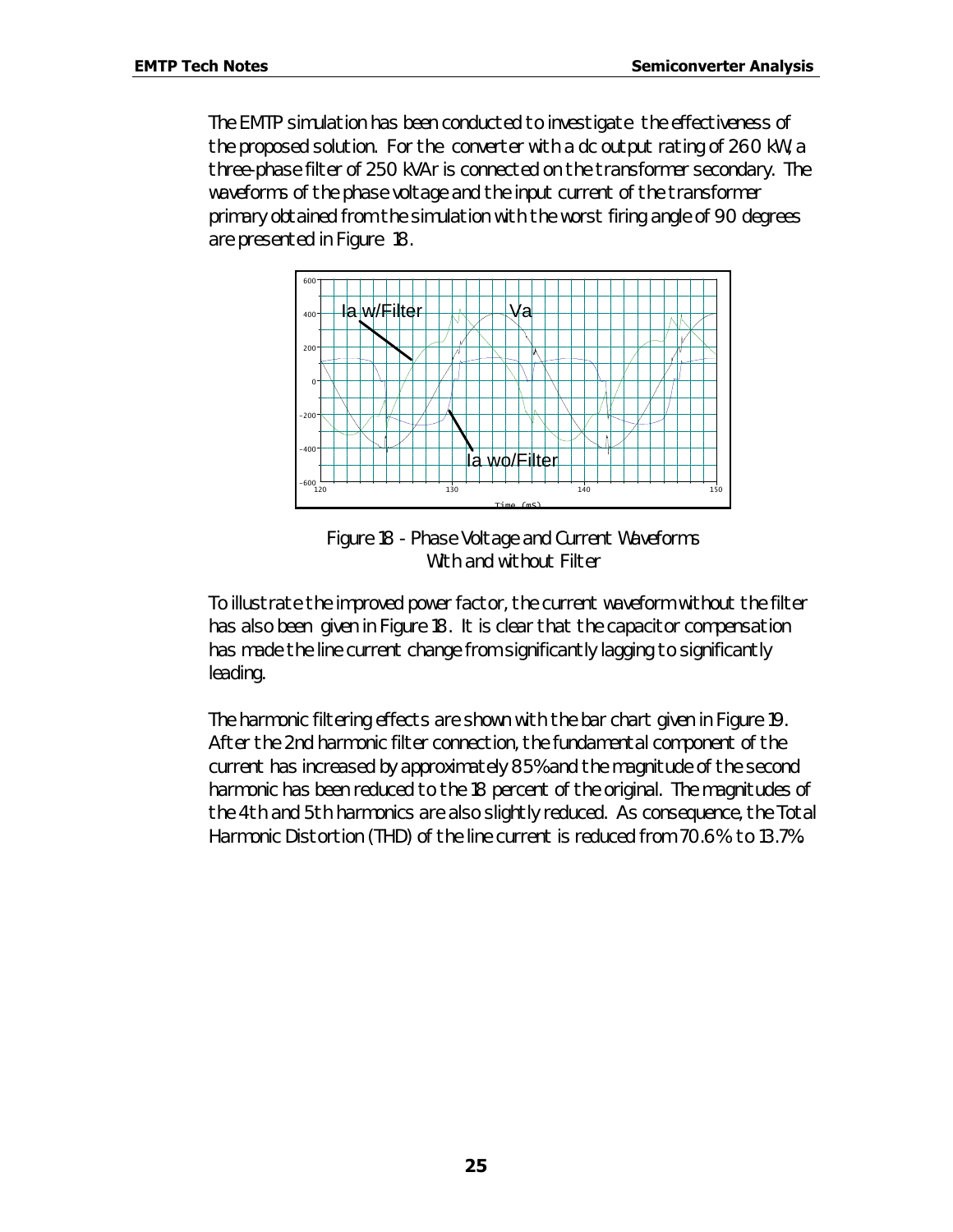The EMTP simulation has been conducted to investigate the effectiveness of the proposed solution. For the converter with a dc output rating of 260 kW, a three-phase filter of 250 kVAr is connected on the transformer secondary. The waveforms of the phase voltage and the input current of the transformer primary obtained from the simulation with the worst firing angle of 90 degrees are presented in Figure 18.

Figure 18 - Phase Voltage and Current Waveforms With and without Filter

To illustrate the improved power factor, the current waveform without the filter has also been given in Figure 18. It is clear that the capacitor compensation has made the line current change from significantly lagging to significantly leading.

The harmonic filtering effects are shown with the bar chart given in Figure 19. After the 2nd harmonic filter connection, the fundamental component of the current has increased by approximately 85% and the magnitude of the second harmonic has been reduced to the 18 percent of the original. The magnitudes of the 4th and 5th harmonics are also slightly reduced. As consequence, the Total Harmonic Distortion (THD) of the line current is reduced from 70.6% to 13.7%.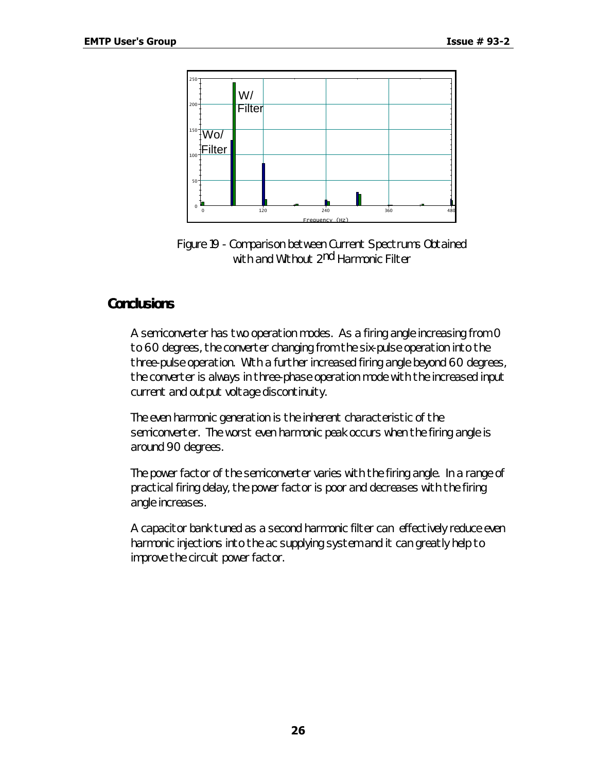Figure 19 - Comparison between Current Spectrums Obtained with and Without 2nd Harmonic Filter

## Conclusions

A semiconverter has two operation modes. As a firing angle increasing from 0 to 60 degrees, the converter changing from the six-pulse operation into the three-pulse operation. With a further increased firing angle beyond 60 degrees, the converter is always in three-phase operation mode with the increased input current and output voltage discontinuity.

The even harmonic generation is the inherent characteristic of the semiconverter. The worst even harmonic peak occurs when the firing angle is around 90 degrees.

The power factor of the semiconverter varies with the firing angle. In a range of practical firing delay, the power factor is poor and decreases with the firing angle increases.

A capacitor bank tuned as a second harmonic filter can effectively reduce even harmonic injections into the ac supplying system and it can greatly help to improve the circuit power factor.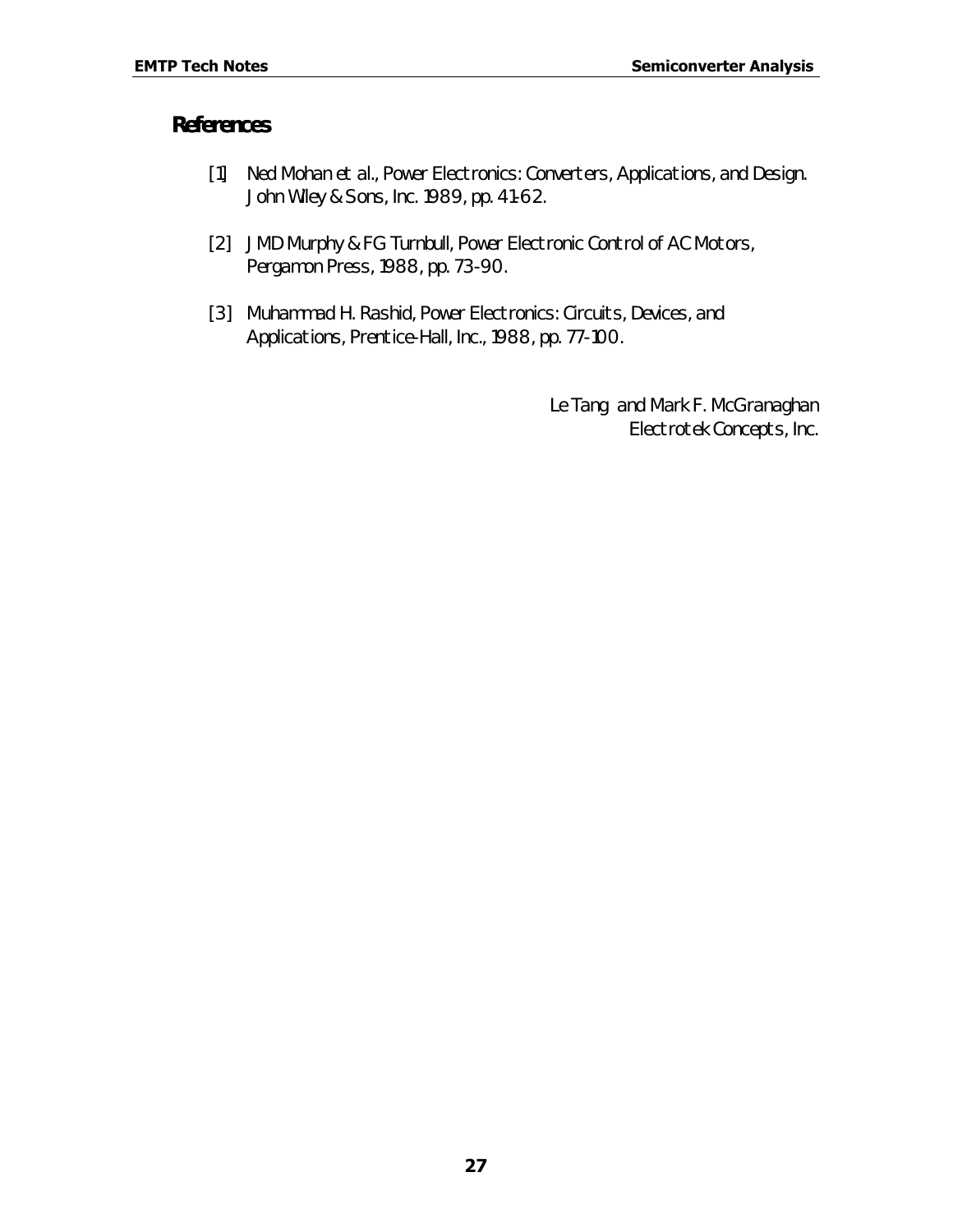## References

[1] Ned Mohan et al., Power Electronics: Converters, Applications, and Design. John Wiley & Sons, Inc. 1989, pp. 41-62.

[2] J MD Murphy & FG Turnbull, Power Electronic Control of AC Motors, Pergamon Press, 1988, pp. 73-90.

[3] Muhammad H. Rashid, Power Electronics: Circuits, Devices, and Applications, Prentice-Hall, Inc., 1988, pp. 77-100.

Le Tang and Mark F. McGranaghan  
Electrotek Concepts, Inc.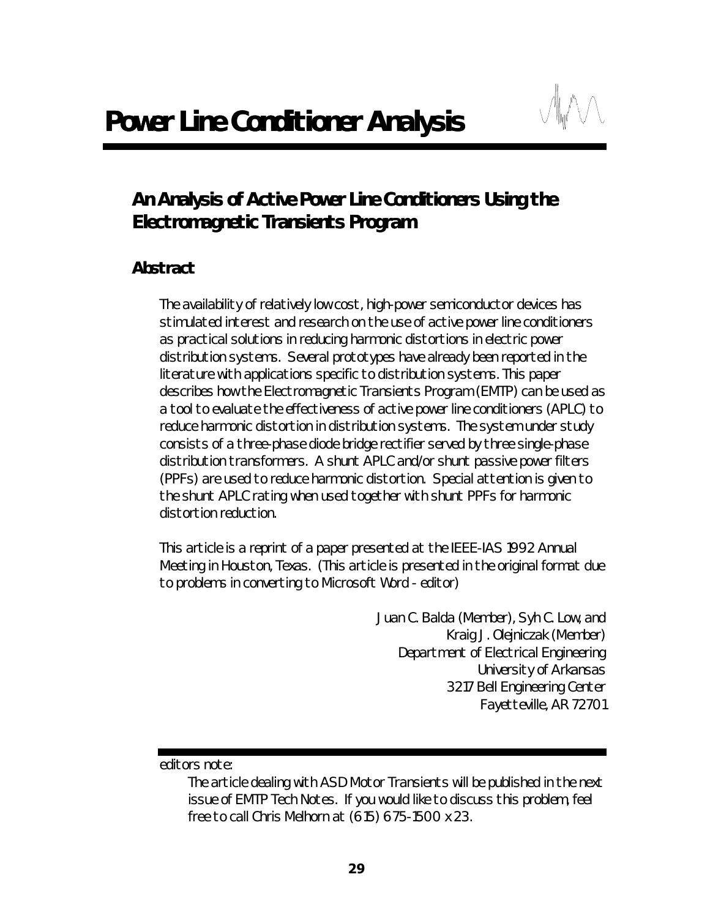# Power Line Conditioner Analysis

## An Analysis of Active Power Line Conditioners Using the Electromagnetic Transients Program

### Abstract

The availability of relatively low cost, high-power semiconductor devices has stimulated interest and research on the use of active power line conditioners as practical solutions in reducing harmonic distortions in electric power distribution systems. Several prototypes have already been reported in the literature with applications specific to distribution systems. This paper describes how the Electromagnetic Transients Program (EMTP) can be used as a tool to evaluate the effectiveness of active power line conditioners (APLC) to reduce harmonic distortion in distribution systems. The system under study consists of a three-phase diode bridge rectifier served by three single-phase distribution transformers. A shunt APLC and/or shunt passive power filters (PPFs) are used to reduce harmonic distortion. Special attention is given to the shunt APLC rating when used together with shunt PPFs for harmonic distortion reduction.

This article is a reprint of a paper presented at the IEEE-IAS 1992 Annual Meeting in Houston, Texas. (This article is presented in the original format due to problems in converting to Microsoft Word - editor)

Juan C. Balda (Member), Syh C. Low, and
Kraig J. Olejniczak (Member)
Department of Electrical Engineering
University of Arkansas
3217 Bell Engineering Center
Fayetteville, AR 72701

---

editors note:

The article dealing with ASD Motor Transients will be published in the next issue of EMTP Tech Notes. If you would like to discuss this problem, feel free to call Chris Melhorn at (615) 675-1500 x 23.